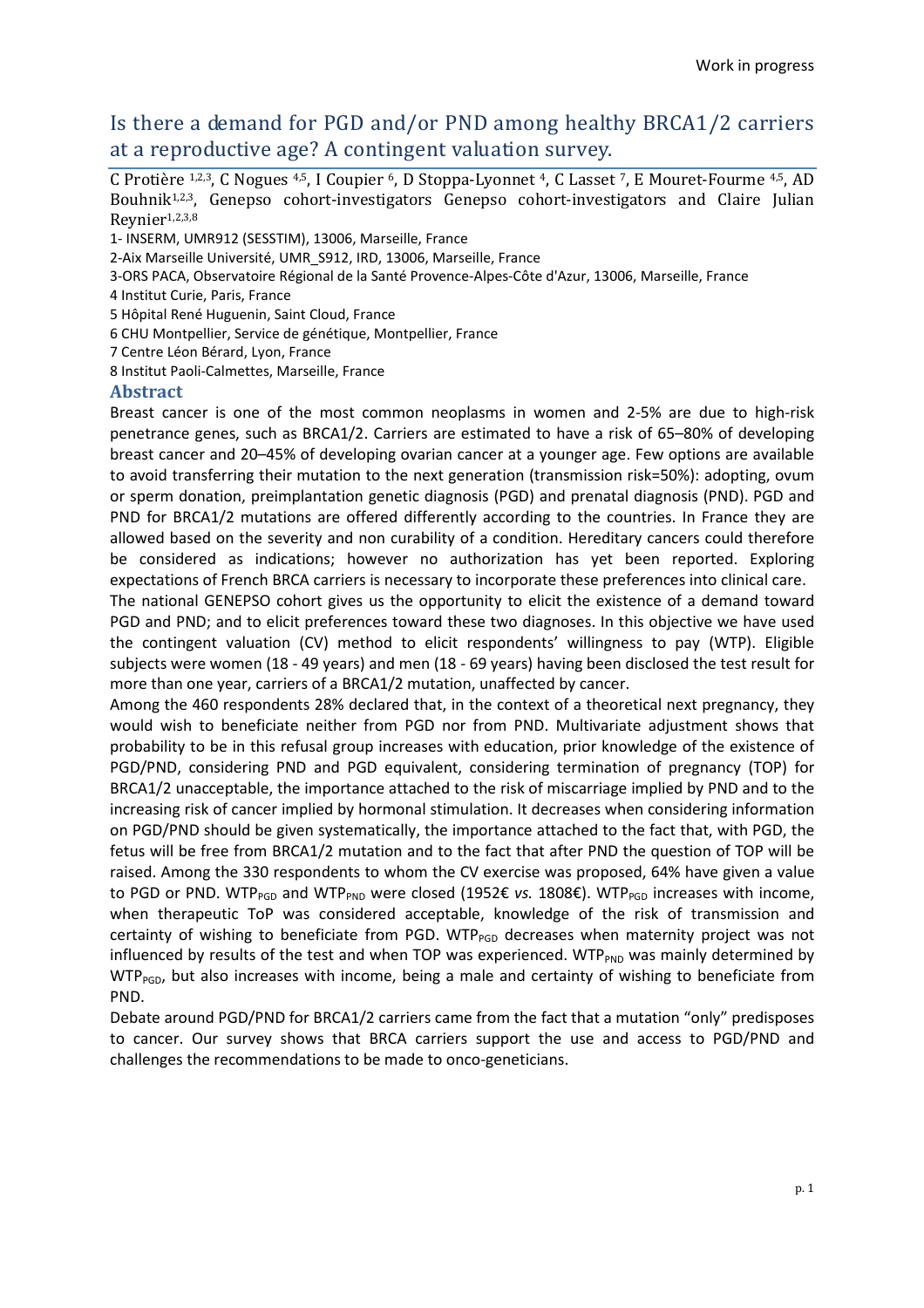Work in progress

# Is there a demand for PGD and/or PND among healthy BRCA1/2 carriers at a reproductive age? A contingent valuation survey.

C Protière [1,2,3], C Nogues [4,5], I Coupier [6], D Stoppa-Lyonnet [4], C Lasset [7], E Mouret-Fourme [4,5], AD Bouhnik[1,2,3], Genepso cohort-investigators Genepso cohort-investigators and Claire Julian Reynier[1,2,3,8]

1- INSERM, UMR912 (SESSTIM), 13006, Marseille, France

2-Aix Marseille Université, UMR_S912, IRD, 13006, Marseille, France

3-ORS PACA, Observatoire Régional de la Santé Provence-Alpes-Côte d'Azur, 13006, Marseille, France

4 Institut Curie, Paris, France

5 Hôpital René Huguenin, Saint Cloud, France

6 CHU Montpellier, Service de génétique, Montpellier, France

7 Centre Léon Bérard, Lyon, France

8 Institut Paoli-Calmettes, Marseille, France

## Abstract

Breast cancer is one of the most common neoplasms in women and 2-5% are due to high-risk penetrance genes, such as BRCA1/2. Carriers are estimated to have a risk of 65–80% of developing breast cancer and 20–45% of developing ovarian cancer at a younger age. Few options are available to avoid transferring their mutation to the next generation (transmission risk=50%): adopting, ovum or sperm donation, preimplantation genetic diagnosis (PGD) and prenatal diagnosis (PND). PGD and PND for BRCA1/2 mutations are offered differently according to the countries. In France they are allowed based on the severity and non curability of a condition. Hereditary cancers could therefore be considered as indications; however no authorization has yet been reported. Exploring expectations of French BRCA carriers is necessary to incorporate these preferences into clinical care.

The national GENEPSO cohort gives us the opportunity to elicit the existence of a demand toward PGD and PND; and to elicit preferences toward these two diagnoses. In this objective we have used the contingent valuation (CV) method to elicit respondents' willingness to pay (WTP). Eligible subjects were women (18 - 49 years) and men (18 - 69 years) having been disclosed the test result for more than one year, carriers of a BRCA1/2 mutation, unaffected by cancer.

Among the 460 respondents 28% declared that, in the context of a theoretical next pregnancy, they would wish to beneficiate neither from PGD nor from PND. Multivariate adjustment shows that probability to be in this refusal group increases with education, prior knowledge of the existence of PGD/PND, considering PND and PGD equivalent, considering termination of pregnancy (TOP) for BRCA1/2 unacceptable, the importance attached to the risk of miscarriage implied by PND and to the increasing risk of cancer implied by hormonal stimulation. It decreases when considering information on PGD/PND should be given systematically, the importance attached to the fact that, with PGD, the fetus will be free from BRCA1/2 mutation and to the fact that after PND the question of TOP will be raised. Among the 330 respondents to whom the CV exercise was proposed, 64% have given a value to PGD or PND. $WTP_{PGD}$ and $WTP_{PND}$ were closed (1952€ *vs.* 1808€). $WTP_{PGD}$ increases with income, when therapeutic ToP was considered acceptable, knowledge of the risk of transmission and certainty of wishing to beneficiate from PGD. $WTP_{PGD}$ decreases when maternity project was not influenced by results of the test and when TOP was experienced. $WTP_{PND}$ was mainly determined by $WTP_{PGD}$, but also increases with income, being a male and certainty of wishing to beneficiate from PND.

Debate around PGD/PND for BRCA1/2 carriers came from the fact that a mutation "only" predisposes to cancer. Our survey shows that BRCA carriers support the use and access to PGD/PND and challenges the recommendations to be made to onco-geneticians.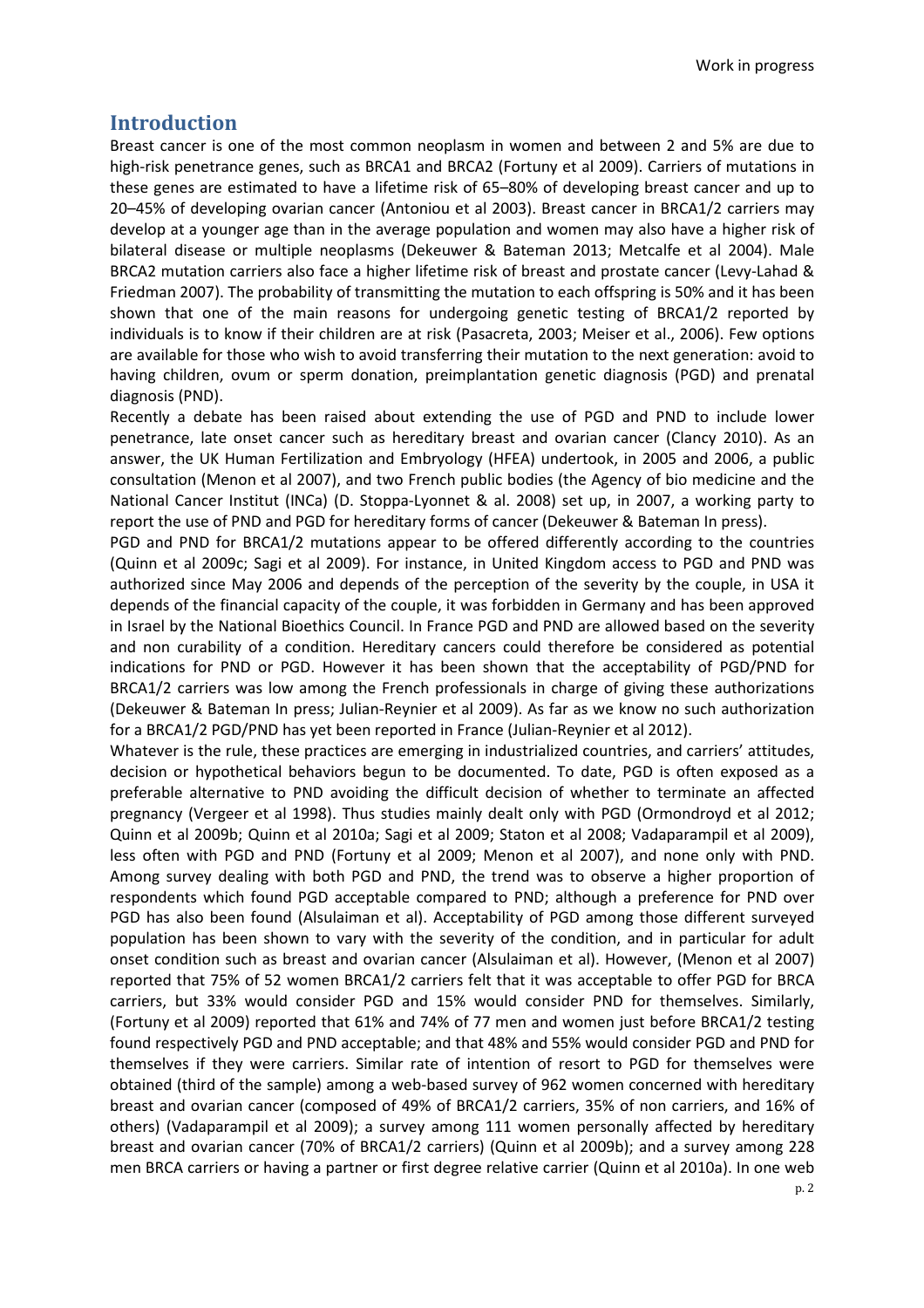## Introduction

Breast cancer is one of the most common neoplasm in women and between 2 and 5% are due to high-risk penetrance genes, such as BRCA1 and BRCA2 (Fortuny et al 2009). Carriers of mutations in these genes are estimated to have a lifetime risk of 65–80% of developing breast cancer and up to 20–45% of developing ovarian cancer (Antoniou et al 2003). Breast cancer in BRCA1/2 carriers may develop at a younger age than in the average population and women may also have a higher risk of bilateral disease or multiple neoplasms (Dekeuwer & Bateman 2013; Metcalfe et al 2004). Male BRCA2 mutation carriers also face a higher lifetime risk of breast and prostate cancer (Levy-Lahad & Friedman 2007). The probability of transmitting the mutation to each offspring is 50% and it has been shown that one of the main reasons for undergoing genetic testing of BRCA1/2 reported by individuals is to know if their children are at risk (Pasacreta, 2003; Meiser et al., 2006). Few options are available for those who wish to avoid transferring their mutation to the next generation: avoid to having children, ovum or sperm donation, preimplantation genetic diagnosis (PGD) and prenatal diagnosis (PND).

Recently a debate has been raised about extending the use of PGD and PND to include lower penetrance, late onset cancer such as hereditary breast and ovarian cancer (Clancy 2010). As an answer, the UK Human Fertilization and Embryology (HFEA) undertook, in 2005 and 2006, a public consultation (Menon et al 2007), and two French public bodies (the Agency of bio medicine and the National Cancer Institut (INCa) (D. Stoppa-Lyonnet & al. 2008) set up, in 2007, a working party to report the use of PND and PGD for hereditary forms of cancer (Dekeuwer & Bateman In press).

PGD and PND for BRCA1/2 mutations appear to be offered differently according to the countries (Quinn et al 2009c; Sagi et al 2009). For instance, in United Kingdom access to PGD and PND was authorized since May 2006 and depends of the perception of the severity by the couple, in USA it depends of the financial capacity of the couple, it was forbidden in Germany and has been approved in Israel by the National Bioethics Council. In France PGD and PND are allowed based on the severity and non curability of a condition. Hereditary cancers could therefore be considered as potential indications for PND or PGD. However it has been shown that the acceptability of PGD/PND for BRCA1/2 carriers was low among the French professionals in charge of giving these authorizations (Dekeuwer & Bateman In press; Julian-Reynier et al 2009). As far as we know no such authorization for a BRCA1/2 PGD/PND has yet been reported in France (Julian-Reynier et al 2012).

Whatever is the rule, these practices are emerging in industrialized countries, and carriers' attitudes, decision or hypothetical behaviors begun to be documented. To date, PGD is often exposed as a preferable alternative to PND avoiding the difficult decision of whether to terminate an affected pregnancy (Vergeer et al 1998). Thus studies mainly dealt only with PGD (Ormondroyd et al 2012; Quinn et al 2009b; Quinn et al 2010a; Sagi et al 2009; Staton et al 2008; Vadaparampil et al 2009), less often with PGD and PND (Fortuny et al 2009; Menon et al 2007), and none only with PND. Among survey dealing with both PGD and PND, the trend was to observe a higher proportion of respondents which found PGD acceptable compared to PND; although a preference for PND over PGD has also been found (Alsulaiman et al). Acceptability of PGD among those different surveyed population has been shown to vary with the severity of the condition, and in particular for adult onset condition such as breast and ovarian cancer (Alsulaiman et al). However, (Menon et al 2007) reported that 75% of 52 women BRCA1/2 carriers felt that it was acceptable to offer PGD for BRCA carriers, but 33% would consider PGD and 15% would consider PND for themselves. Similarly, (Fortuny et al 2009) reported that 61% and 74% of 77 men and women just before BRCA1/2 testing found respectively PGD and PND acceptable; and that 48% and 55% would consider PGD and PND for themselves if they were carriers. Similar rate of intention of resort to PGD for themselves were obtained (third of the sample) among a web-based survey of 962 women concerned with hereditary breast and ovarian cancer (composed of 49% of BRCA1/2 carriers, 35% of non carriers, and 16% of others) (Vadaparampil et al 2009); a survey among 111 women personally affected by hereditary breast and ovarian cancer (70% of BRCA1/2 carriers) (Quinn et al 2009b); and a survey among 228 men BRCA carriers or having a partner or first degree relative carrier (Quinn et al 2010a). In one web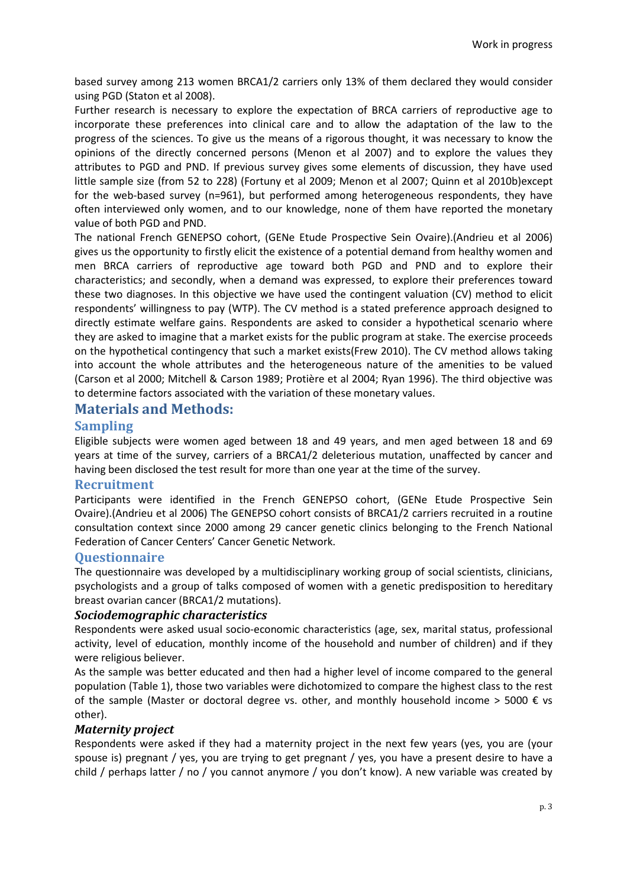based survey among 213 women BRCA1/2 carriers only 13% of them declared they would consider using PGD (Staton et al 2008).

Further research is necessary to explore the expectation of BRCA carriers of reproductive age to incorporate these preferences into clinical care and to allow the adaptation of the law to the progress of the sciences. To give us the means of a rigorous thought, it was necessary to know the opinions of the directly concerned persons (Menon et al 2007) and to explore the values they attributes to PGD and PND. If previous survey gives some elements of discussion, they have used little sample size (from 52 to 228) (Fortuny et al 2009; Menon et al 2007; Quinn et al 2010b)except for the web-based survey (n=961), but performed among heterogeneous respondents, they have often interviewed only women, and to our knowledge, none of them have reported the monetary value of both PGD and PND.

The national French GENEPSO cohort, (GENe Etude Prospective Sein Ovaire).(Andrieu et al 2006) gives us the opportunity to firstly elicit the existence of a potential demand from healthy women and men BRCA carriers of reproductive age toward both PGD and PND and to explore their characteristics; and secondly, when a demand was expressed, to explore their preferences toward these two diagnoses. In this objective we have used the contingent valuation (CV) method to elicit respondents' willingness to pay (WTP). The CV method is a stated preference approach designed to directly estimate welfare gains. Respondents are asked to consider a hypothetical scenario where they are asked to imagine that a market exists for the public program at stake. The exercise proceeds on the hypothetical contingency that such a market exists(Frew 2010). The CV method allows taking into account the whole attributes and the heterogeneous nature of the amenities to be valued (Carson et al 2000; Mitchell & Carson 1989; Protière et al 2004; Ryan 1996). The third objective was to determine factors associated with the variation of these monetary values.

# Materials and Methods:

## Sampling

Eligible subjects were women aged between 18 and 49 years, and men aged between 18 and 69 years at time of the survey, carriers of a BRCA1/2 deleterious mutation, unaffected by cancer and having been disclosed the test result for more than one year at the time of the survey.

## Recruitment

Participants were identified in the French GENEPSO cohort, (GENe Etude Prospective Sein Ovaire).(Andrieu et al 2006) The GENEPSO cohort consists of BRCA1/2 carriers recruited in a routine consultation context since 2000 among 29 cancer genetic clinics belonging to the French National Federation of Cancer Centers' Cancer Genetic Network.

## Questionnaire

The questionnaire was developed by a multidisciplinary working group of social scientists, clinicians, psychologists and a group of talks composed of women with a genetic predisposition to hereditary breast ovarian cancer (BRCA1/2 mutations).

### *Sociodemographic characteristics*

Respondents were asked usual socio-economic characteristics (age, sex, marital status, professional activity, level of education, monthly income of the household and number of children) and if they were religious believer.

As the sample was better educated and then had a higher level of income compared to the general population (Table 1), those two variables were dichotomized to compare the highest class to the rest of the sample (Master or doctoral degree vs. other, and monthly household income > 5000 € vs other).

### *Maternity project*

Respondents were asked if they had a maternity project in the next few years (yes, you are (your spouse is) pregnant / yes, you are trying to get pregnant / yes, you have a present desire to have a child / perhaps latter / no / you cannot anymore / you don't know). A new variable was created by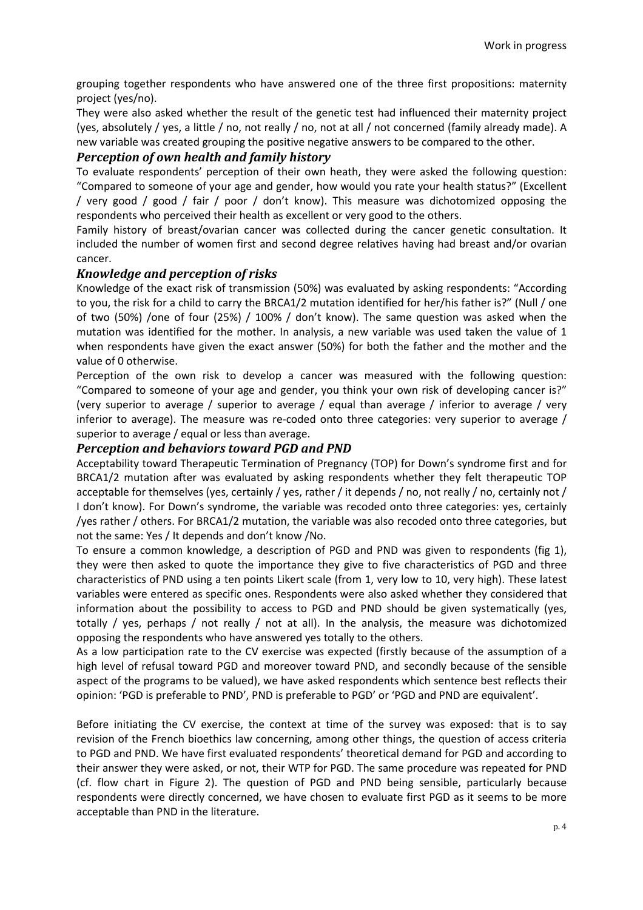grouping together respondents who have answered one of the three first propositions: maternity project (yes/no).

They were also asked whether the result of the genetic test had influenced their maternity project (yes, absolutely / yes, a little / no, not really / no, not at all / not concerned (family already made). A new variable was created grouping the positive negative answers to be compared to the other.

### *Perception of own health and family history*

To evaluate respondents' perception of their own heath, they were asked the following question: "Compared to someone of your age and gender, how would you rate your health status?" (Excellent / very good / good / fair / poor / don't know). This measure was dichotomized opposing the respondents who perceived their health as excellent or very good to the others.

Family history of breast/ovarian cancer was collected during the cancer genetic consultation. It included the number of women first and second degree relatives having had breast and/or ovarian cancer.

### *Knowledge and perception of risks*

Knowledge of the exact risk of transmission (50%) was evaluated by asking respondents: "According to you, the risk for a child to carry the BRCA1/2 mutation identified for her/his father is?" (Null / one of two (50%) /one of four (25%) / 100% / don't know). The same question was asked when the mutation was identified for the mother. In analysis, a new variable was used taken the value of 1 when respondents have given the exact answer (50%) for both the father and the mother and the value of 0 otherwise.

Perception of the own risk to develop a cancer was measured with the following question: "Compared to someone of your age and gender, you think your own risk of developing cancer is?" (very superior to average / superior to average / equal than average / inferior to average / very inferior to average). The measure was re-coded onto three categories: very superior to average / superior to average / equal or less than average.

### *Perception and behaviors toward PGD and PND*

Acceptability toward Therapeutic Termination of Pregnancy (TOP) for Down's syndrome first and for BRCA1/2 mutation after was evaluated by asking respondents whether they felt therapeutic TOP acceptable for themselves (yes, certainly / yes, rather / it depends / no, not really / no, certainly not / I don't know). For Down's syndrome, the variable was recoded onto three categories: yes, certainly /yes rather / others. For BRCA1/2 mutation, the variable was also recoded onto three categories, but not the same: Yes / It depends and don't know /No.

To ensure a common knowledge, a description of PGD and PND was given to respondents (fig 1), they were then asked to quote the importance they give to five characteristics of PGD and three characteristics of PND using a ten points Likert scale (from 1, very low to 10, very high). These latest variables were entered as specific ones. Respondents were also asked whether they considered that information about the possibility to access to PGD and PND should be given systematically (yes, totally / yes, perhaps / not really / not at all). In the analysis, the measure was dichotomized opposing the respondents who have answered yes totally to the others.

As a low participation rate to the CV exercise was expected (firstly because of the assumption of a high level of refusal toward PGD and moreover toward PND, and secondly because of the sensible aspect of the programs to be valued), we have asked respondents which sentence best reflects their opinion: 'PGD is preferable to PND', PND is preferable to PGD' or 'PGD and PND are equivalent'.

Before initiating the CV exercise, the context at time of the survey was exposed: that is to say revision of the French bioethics law concerning, among other things, the question of access criteria to PGD and PND. We have first evaluated respondents' theoretical demand for PGD and according to their answer they were asked, or not, their WTP for PGD. The same procedure was repeated for PND (cf. flow chart in Figure 2). The question of PGD and PND being sensible, particularly because respondents were directly concerned, we have chosen to evaluate first PGD as it seems to be more acceptable than PND in the literature.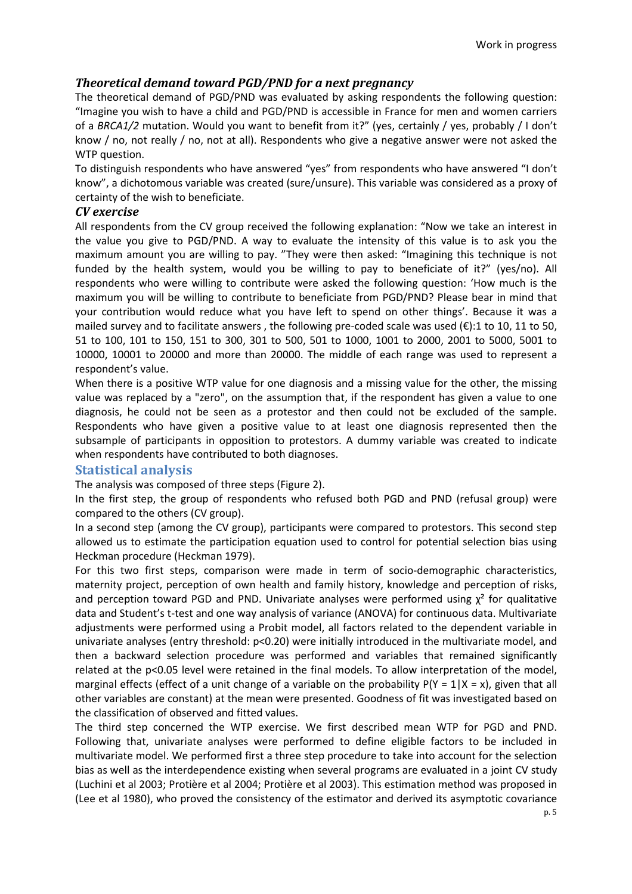### *Theoretical demand toward PGD/PND for a next pregnancy*

The theoretical demand of PGD/PND was evaluated by asking respondents the following question: "Imagine you wish to have a child and PGD/PND is accessible in France for men and women carriers of a *BRCA1/2* mutation. Would you want to benefit from it?" (yes, certainly / yes, probably / I don't know / no, not really / no, not at all). Respondents who give a negative answer were not asked the WTP question.

To distinguish respondents who have answered "yes" from respondents who have answered "I don't know", a dichotomous variable was created (sure/unsure). This variable was considered as a proxy of certainty of the wish to beneficiate.

### *CV exercise*

All respondents from the CV group received the following explanation: "Now we take an interest in the value you give to PGD/PND. A way to evaluate the intensity of this value is to ask you the maximum amount you are willing to pay. "They were then asked: "Imagining this technique is not funded by the health system, would you be willing to pay to beneficiate of it?" (yes/no). All respondents who were willing to contribute were asked the following question: 'How much is the maximum you will be willing to contribute to beneficiate from PGD/PND? Please bear in mind that your contribution would reduce what you have left to spend on other things'. Because it was a mailed survey and to facilitate answers , the following pre-coded scale was used (€):1 to 10, 11 to 50, 51 to 100, 101 to 150, 151 to 300, 301 to 500, 501 to 1000, 1001 to 2000, 2001 to 5000, 5001 to 10000, 10001 to 20000 and more than 20000. The middle of each range was used to represent a respondent's value.

When there is a positive WTP value for one diagnosis and a missing value for the other, the missing value was replaced by a "zero", on the assumption that, if the respondent has given a value to one diagnosis, he could not be seen as a protestor and then could not be excluded of the sample. Respondents who have given a positive value to at least one diagnosis represented then the subsample of participants in opposition to protestors. A dummy variable was created to indicate when respondents have contributed to both diagnoses.

## Statistical analysis

The analysis was composed of three steps (Figure 2).

In the first step, the group of respondents who refused both PGD and PND (refusal group) were compared to the others (CV group).

In a second step (among the CV group), participants were compared to protestors. This second step allowed us to estimate the participation equation used to control for potential selection bias using Heckman procedure (Heckman 1979).

For this two first steps, comparison were made in term of socio-demographic characteristics, maternity project, perception of own health and family history, knowledge and perception of risks, and perception toward PGD and PND. Univariate analyses were performed using $\chi^2$ for qualitative data and Student's t-test and one way analysis of variance (ANOVA) for continuous data. Multivariate adjustments were performed using a Probit model, all factors related to the dependent variable in univariate analyses (entry threshold: $p<0.20$) were initially introduced in the multivariate model, and then a backward selection procedure was performed and variables that remained significantly related at the $p<0.05$ level were retained in the final models. To allow interpretation of the model, marginal effects (effect of a unit change of a variable on the probability $P(Y = 1|X = x)$, given that all other variables are constant) at the mean were presented. Goodness of fit was investigated based on the classification of observed and fitted values.

The third step concerned the WTP exercise. We first described mean WTP for PGD and PND. Following that, univariate analyses were performed to define eligible factors to be included in multivariate model. We performed first a three step procedure to take into account for the selection bias as well as the interdependence existing when several programs are evaluated in a joint CV study (Luchini et al 2003; Protière et al 2004; Protière et al 2003). This estimation method was proposed in (Lee et al 1980), who proved the consistency of the estimator and derived its asymptotic covariance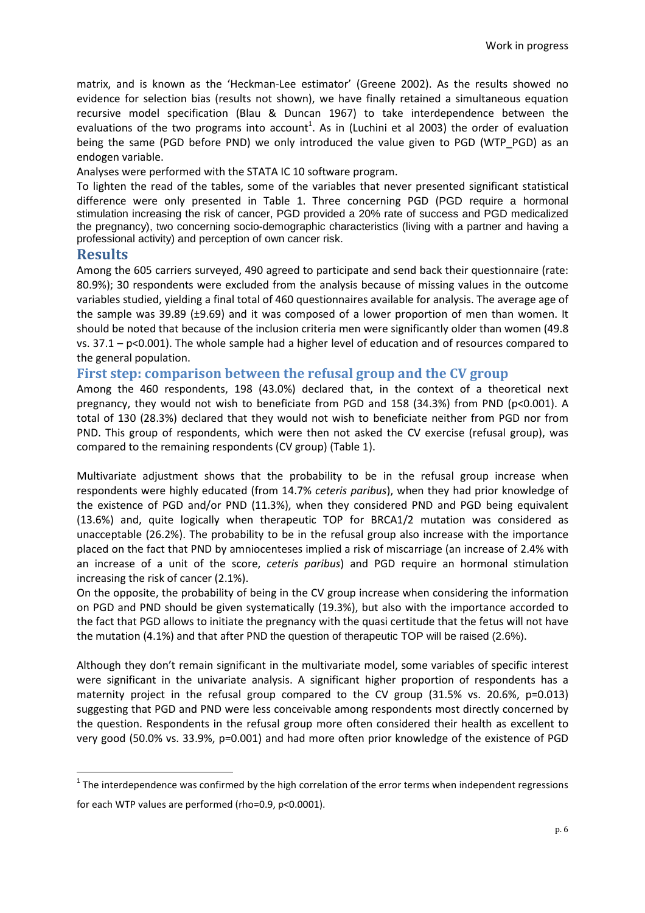matrix, and is known as the 'Heckman-Lee estimator' (Greene 2002). As the results showed no evidence for selection bias (results not shown), we have finally retained a simultaneous equation recursive model specification (Blau & Duncan 1967) to take interdependence between the evaluations of the two programs into account[1]. As in (Luchini et al 2003) the order of evaluation being the same (PGD before PND) we only introduced the value given to PGD (WTP_PGD) as an endogen variable.

Analyses were performed with the STATA IC 10 software program.

To lighten the read of the tables, some of the variables that never presented significant statistical difference were only presented in Table 1. Three concerning PGD (PGD require a hormonal stimulation increasing the risk of cancer, PGD provided a 20% rate of success and PGD medicalized the pregnancy), two concerning socio-demographic characteristics (living with a partner and having a professional activity) and perception of own cancer risk.

## Results

Among the 605 carriers surveyed, 490 agreed to participate and send back their questionnaire (rate: 80.9%); 30 respondents were excluded from the analysis because of missing values in the outcome variables studied, yielding a final total of 460 questionnaires available for analysis. The average age of the sample was 39.89 (±9.69) and it was composed of a lower proportion of men than women. It should be noted that because of the inclusion criteria men were significantly older than women (49.8 vs. 37.1 – p<0.001). The whole sample had a higher level of education and of resources compared to the general population.

### First step: comparison between the refusal group and the CV group

Among the 460 respondents, 198 (43.0%) declared that, in the context of a theoretical next pregnancy, they would not wish to beneficiate from PGD and 158 (34.3%) from PND (p<0.001). A total of 130 (28.3%) declared that they would not wish to beneficiate neither from PGD nor from PND. This group of respondents, which were then not asked the CV exercise (refusal group), was compared to the remaining respondents (CV group) (Table 1).

Multivariate adjustment shows that the probability to be in the refusal group increase when respondents were highly educated (from 14.7% *ceteris paribus*), when they had prior knowledge of the existence of PGD and/or PND (11.3%), when they considered PND and PGD being equivalent (13.6%) and, quite logically when therapeutic TOP for BRCA1/2 mutation was considered as unacceptable (26.2%). The probability to be in the refusal group also increase with the importance placed on the fact that PND by amniocenteses implied a risk of miscarriage (an increase of 2.4% with an increase of a unit of the score, *ceteris paribus*) and PGD require an hormonal stimulation increasing the risk of cancer (2.1%).

On the opposite, the probability of being in the CV group increase when considering the information on PGD and PND should be given systematically (19.3%), but also with the importance accorded to the fact that PGD allows to initiate the pregnancy with the quasi certitude that the fetus will not have the mutation (4.1%) and that after PND the question of therapeutic TOP will be raised (2.6%).

Although they don't remain significant in the multivariate model, some variables of specific interest were significant in the univariate analysis. A significant higher proportion of respondents has a maternity project in the refusal group compared to the CV group (31.5% vs. 20.6%, p=0.013) suggesting that PGD and PND were less conceivable among respondents most directly concerned by the question. Respondents in the refusal group more often considered their health as excellent to very good (50.0% vs. 33.9%, p=0.001) and had more often prior knowledge of the existence of PGD

---

[1] The interdependence was confirmed by the high correlation of the error terms when independent regressions for each WTP values are performed (rho=0.9, p<0.0001).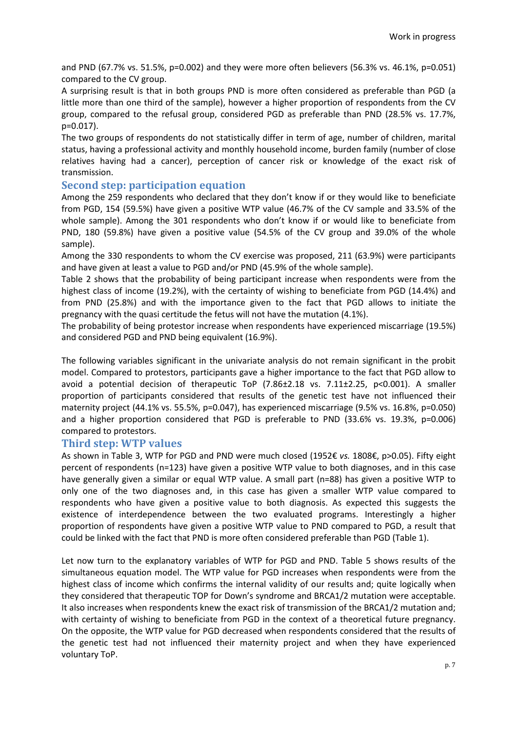and PND (67.7% vs. 51.5%, p=0.002) and they were more often believers (56.3% vs. 46.1%, p=0.051) compared to the CV group.

A surprising result is that in both groups PND is more often considered as preferable than PGD (a little more than one third of the sample), however a higher proportion of respondents from the CV group, compared to the refusal group, considered PGD as preferable than PND (28.5% vs. 17.7%, p=0.017).

The two groups of respondents do not statistically differ in term of age, number of children, marital status, having a professional activity and monthly household income, burden family (number of close relatives having had a cancer), perception of cancer risk or knowledge of the exact risk of transmission.

## Second step: participation equation

Among the 259 respondents who declared that they don't know if or they would like to beneficiate from PGD, 154 (59.5%) have given a positive WTP value (46.7% of the CV sample and 33.5% of the whole sample). Among the 301 respondents who don't know if or would like to beneficiate from PND, 180 (59.8%) have given a positive value (54.5% of the CV group and 39.0% of the whole sample).

Among the 330 respondents to whom the CV exercise was proposed, 211 (63.9%) were participants and have given at least a value to PGD and/or PND (45.9% of the whole sample).

Table 2 shows that the probability of being participant increase when respondents were from the highest class of income (19.2%), with the certainty of wishing to beneficiate from PGD (14.4%) and from PND (25.8%) and with the importance given to the fact that PGD allows to initiate the pregnancy with the quasi certitude the fetus will not have the mutation (4.1%).

The probability of being protestor increase when respondents have experienced miscarriage (19.5%) and considered PGD and PND being equivalent (16.9%).

The following variables significant in the univariate analysis do not remain significant in the probit model. Compared to protestors, participants gave a higher importance to the fact that PGD allow to avoid a potential decision of therapeutic ToP (7.86±2.18 vs. 7.11±2.25, p<0.001). A smaller proportion of participants considered that results of the genetic test have not influenced their maternity project (44.1% vs. 55.5%, p=0.047), has experienced miscarriage (9.5% vs. 16.8%, p=0.050) and a higher proportion considered that PGD is preferable to PND (33.6% vs. 19.3%, p=0.006) compared to protestors.

## Third step: WTP values

As shown in Table 3, WTP for PGD and PND were much closed (1952€ *vs.* 1808€, p>0.05). Fifty eight percent of respondents (n=123) have given a positive WTP value to both diagnoses, and in this case have generally given a similar or equal WTP value. A small part (n=88) has given a positive WTP to only one of the two diagnoses and, in this case has given a smaller WTP value compared to respondents who have given a positive value to both diagnosis. As expected this suggests the existence of interdependence between the two evaluated programs. Interestingly a higher proportion of respondents have given a positive WTP value to PND compared to PGD, a result that could be linked with the fact that PND is more often considered preferable than PGD (Table 1).

Let now turn to the explanatory variables of WTP for PGD and PND. Table 5 shows results of the simultaneous equation model. The WTP value for PGD increases when respondents were from the highest class of income which confirms the internal validity of our results and; quite logically when they considered that therapeutic TOP for Down's syndrome and BRCA1/2 mutation were acceptable. It also increases when respondents knew the exact risk of transmission of the BRCA1/2 mutation and; with certainty of wishing to beneficiate from PGD in the context of a theoretical future pregnancy. On the opposite, the WTP value for PGD decreased when respondents considered that the results of the genetic test had not influenced their maternity project and when they have experienced voluntary ToP.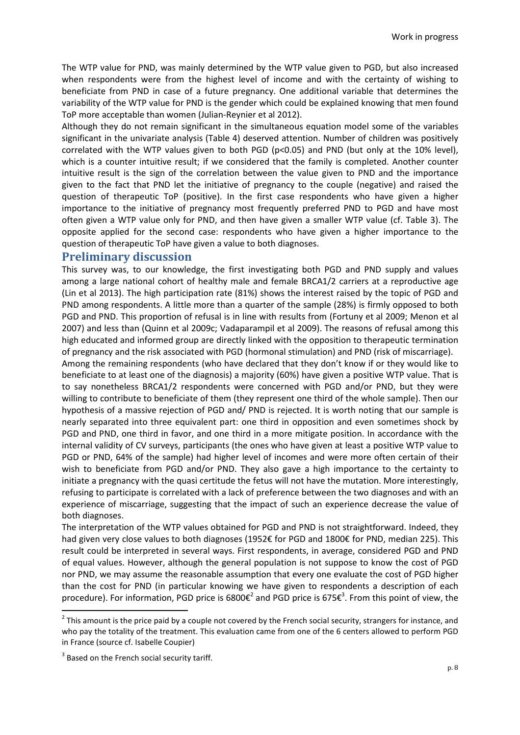The WTP value for PND, was mainly determined by the WTP value given to PGD, but also increased when respondents were from the highest level of income and with the certainty of wishing to beneficiate from PND in case of a future pregnancy. One additional variable that determines the variability of the WTP value for PND is the gender which could be explained knowing that men found ToP more acceptable than women (Julian-Reynier et al 2012).

Although they do not remain significant in the simultaneous equation model some of the variables significant in the univariate analysis (Table 4) deserved attention. Number of children was positively correlated with the WTP values given to both PGD ($p<0.05$) and PND (but only at the 10% level), which is a counter intuitive result; if we considered that the family is completed. Another counter intuitive result is the sign of the correlation between the value given to PND and the importance given to the fact that PND let the initiative of pregnancy to the couple (negative) and raised the question of therapeutic ToP (positive). In the first case respondents who have given a higher importance to the initiative of pregnancy most frequently preferred PND to PGD and have most often given a WTP value only for PND, and then have given a smaller WTP value (cf. Table 3). The opposite applied for the second case: respondents who have given a higher importance to the question of therapeutic ToP have given a value to both diagnoses.

## Preliminary discussion

This survey was, to our knowledge, the first investigating both PGD and PND supply and values among a large national cohort of healthy male and female BRCA1/2 carriers at a reproductive age (Lin et al 2013). The high participation rate (81%) shows the interest raised by the topic of PGD and PND among respondents. A little more than a quarter of the sample (28%) is firmly opposed to both PGD and PND. This proportion of refusal is in line with results from (Fortuny et al 2009; Menon et al 2007) and less than (Quinn et al 2009c; Vadaparampil et al 2009). The reasons of refusal among this high educated and informed group are directly linked with the opposition to therapeutic termination of pregnancy and the risk associated with PGD (hormonal stimulation) and PND (risk of miscarriage).

Among the remaining respondents (who have declared that they don't know if or they would like to beneficiate to at least one of the diagnosis) a majority (60%) have given a positive WTP value. That is to say nonetheless BRCA1/2 respondents were concerned with PGD and/or PND, but they were willing to contribute to beneficiate of them (they represent one third of the whole sample). Then our hypothesis of a massive rejection of PGD and/ PND is rejected. It is worth noting that our sample is nearly separated into three equivalent part: one third in opposition and even sometimes shock by PGD and PND, one third in favor, and one third in a more mitigate position. In accordance with the internal validity of CV surveys, participants (the ones who have given at least a positive WTP value to PGD or PND, 64% of the sample) had higher level of incomes and were more often certain of their wish to beneficiate from PGD and/or PND. They also gave a high importance to the certainty to initiate a pregnancy with the quasi certitude the fetus will not have the mutation. More interestingly, refusing to participate is correlated with a lack of preference between the two diagnoses and with an experience of miscarriage, suggesting that the impact of such an experience decrease the value of both diagnoses.

The interpretation of the WTP values obtained for PGD and PND is not straightforward. Indeed, they had given very close values to both diagnoses (1952€ for PGD and 1800€ for PND, median 225). This result could be interpreted in several ways. First respondents, in average, considered PGD and PND of equal values. However, although the general population is not suppose to know the cost of PGD nor PND, we may assume the reasonable assumption that every one evaluate the cost of PGD higher than the cost for PND (in particular knowing we have given to respondents a description of each procedure). For information, PGD price is 6800€[2] and PGD price is 675€[3]. From this point of view, the

---

[2] This amount is the price paid by a couple not covered by the French social security, strangers for instance, and who pay the totality of the treatment. This evaluation came from one of the 6 centers allowed to perform PGD in France (source cf. Isabelle Coupier)

[3] Based on the French social security tariff.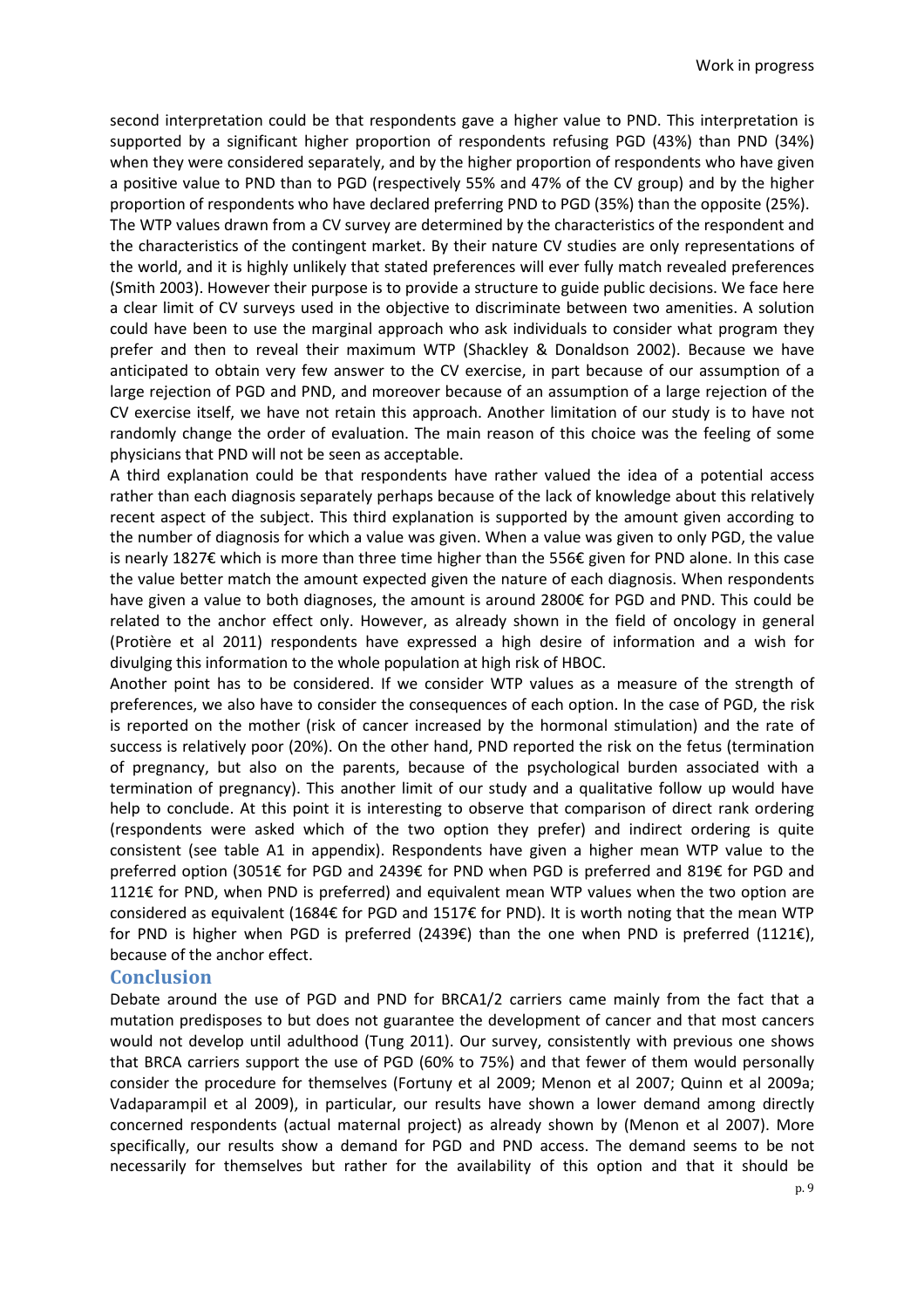second interpretation could be that respondents gave a higher value to PND. This interpretation is supported by a significant higher proportion of respondents refusing PGD (43%) than PND (34%) when they were considered separately, and by the higher proportion of respondents who have given a positive value to PND than to PGD (respectively 55% and 47% of the CV group) and by the higher proportion of respondents who have declared preferring PND to PGD (35%) than the opposite (25%).

The WTP values drawn from a CV survey are determined by the characteristics of the respondent and the characteristics of the contingent market. By their nature CV studies are only representations of the world, and it is highly unlikely that stated preferences will ever fully match revealed preferences (Smith 2003). However their purpose is to provide a structure to guide public decisions. We face here a clear limit of CV surveys used in the objective to discriminate between two amenities. A solution could have been to use the marginal approach who ask individuals to consider what program they prefer and then to reveal their maximum WTP (Shackley & Donaldson 2002). Because we have anticipated to obtain very few answer to the CV exercise, in part because of our assumption of a large rejection of PGD and PND, and moreover because of an assumption of a large rejection of the CV exercise itself, we have not retain this approach. Another limitation of our study is to have not randomly change the order of evaluation. The main reason of this choice was the feeling of some physicians that PND will not be seen as acceptable.

A third explanation could be that respondents have rather valued the idea of a potential access rather than each diagnosis separately perhaps because of the lack of knowledge about this relatively recent aspect of the subject. This third explanation is supported by the amount given according to the number of diagnosis for which a value was given. When a value was given to only PGD, the value is nearly 1827€ which is more than three time higher than the 556€ given for PND alone. In this case the value better match the amount expected given the nature of each diagnosis. When respondents have given a value to both diagnoses, the amount is around 2800€ for PGD and PND. This could be related to the anchor effect only. However, as already shown in the field of oncology in general (Protière et al 2011) respondents have expressed a high desire of information and a wish for divulging this information to the whole population at high risk of HBOC.

Another point has to be considered. If we consider WTP values as a measure of the strength of preferences, we also have to consider the consequences of each option. In the case of PGD, the risk is reported on the mother (risk of cancer increased by the hormonal stimulation) and the rate of success is relatively poor (20%). On the other hand, PND reported the risk on the fetus (termination of pregnancy, but also on the parents, because of the psychological burden associated with a termination of pregnancy). This another limit of our study and a qualitative follow up would have help to conclude. At this point it is interesting to observe that comparison of direct rank ordering (respondents were asked which of the two option they prefer) and indirect ordering is quite consistent (see table A1 in appendix). Respondents have given a higher mean WTP value to the preferred option (3051€ for PGD and 2439€ for PND when PGD is preferred and 819€ for PGD and 1121€ for PND, when PND is preferred) and equivalent mean WTP values when the two option are considered as equivalent (1684€ for PGD and 1517€ for PND). It is worth noting that the mean WTP for PND is higher when PGD is preferred (2439€) than the one when PND is preferred (1121€), because of the anchor effect.

## Conclusion

Debate around the use of PGD and PND for BRCA1/2 carriers came mainly from the fact that a mutation predisposes to but does not guarantee the development of cancer and that most cancers would not develop until adulthood (Tung 2011). Our survey, consistently with previous one shows that BRCA carriers support the use of PGD (60% to 75%) and that fewer of them would personally consider the procedure for themselves (Fortuny et al 2009; Menon et al 2007; Quinn et al 2009a; Vadaparampil et al 2009), in particular, our results have shown a lower demand among directly concerned respondents (actual maternal project) as already shown by (Menon et al 2007). More specifically, our results show a demand for PGD and PND access. The demand seems to be not necessarily for themselves but rather for the availability of this option and that it should be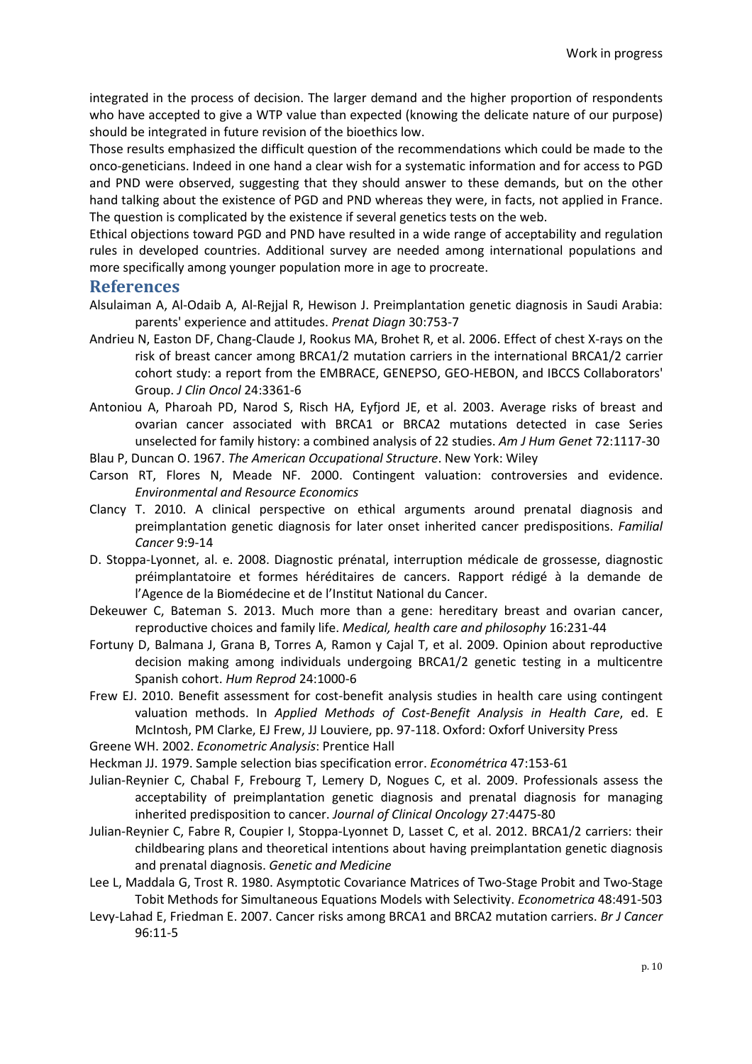integrated in the process of decision. The larger demand and the higher proportion of respondents who have accepted to give a WTP value than expected (knowing the delicate nature of our purpose) should be integrated in future revision of the bioethics low.

Those results emphasized the difficult question of the recommendations which could be made to the onco-geneticians. Indeed in one hand a clear wish for a systematic information and for access to PGD and PND were observed, suggesting that they should answer to these demands, but on the other hand talking about the existence of PGD and PND whereas they were, in facts, not applied in France. The question is complicated by the existence if several genetics tests on the web.

Ethical objections toward PGD and PND have resulted in a wide range of acceptability and regulation rules in developed countries. Additional survey are needed among international populations and more specifically among younger population more in age to procreate.

## References

Alsulaiman A, Al-Odaib A, Al-Rejjal R, Hewison J. Preimplantation genetic diagnosis in Saudi Arabia: parents' experience and attitudes. *Prenat Diagn* 30:753-7

Andrieu N, Easton DF, Chang-Claude J, Rookus MA, Brohet R, et al. 2006. Effect of chest X-rays on the risk of breast cancer among BRCA1/2 mutation carriers in the international BRCA1/2 carrier cohort study: a report from the EMBRACE, GENEPSO, GEO-HEBON, and IBCCS Collaborators' Group. *J Clin Oncol* 24:3361-6

Antoniou A, Pharoah PD, Narod S, Risch HA, Eyfjord JE, et al. 2003. Average risks of breast and ovarian cancer associated with BRCA1 or BRCA2 mutations detected in case Series unselected for family history: a combined analysis of 22 studies. *Am J Hum Genet* 72:1117-30

Blau P, Duncan O. 1967. *The American Occupational Structure*. New York: Wiley

Carson RT, Flores N, Meade NF. 2000. Contingent valuation: controversies and evidence. *Environmental and Resource Economics*

Clancy T. 2010. A clinical perspective on ethical arguments around prenatal diagnosis and preimplantation genetic diagnosis for later onset inherited cancer predispositions. *Familial Cancer* 9:9-14

D. Stoppa-Lyonnet, al. e. 2008. Diagnostic prénatal, interruption médicale de grossesse, diagnostic préimplantatoire et formes héréditaires de cancers. Rapport rédigé à la demande de l'Agence de la Biomédecine et de l'Institut National du Cancer.

Dekeuwer C, Bateman S. 2013. Much more than a gene: hereditary breast and ovarian cancer, reproductive choices and family life. *Medical, health care and philosophy* 16:231-44

Fortuny D, Balmana J, Grana B, Torres A, Ramon y Cajal T, et al. 2009. Opinion about reproductive decision making among individuals undergoing BRCA1/2 genetic testing in a multicentre Spanish cohort. *Hum Reprod* 24:1000-6

Frew EJ. 2010. Benefit assessment for cost-benefit analysis studies in health care using contingent valuation methods. In *Applied Methods of Cost-Benefit Analysis in Health Care*, ed. E McIntosh, PM Clarke, EJ Frew, JJ Louviere, pp. 97-118. Oxford: Oxforf University Press

Greene WH. 2002. *Econometric Analysis*: Prentice Hall

Heckman JJ. 1979. Sample selection bias specification error. *Econométrica* 47:153-61

Julian-Reynier C, Chabal F, Frebourg T, Lemery D, Nogues C, et al. 2009. Professionals assess the acceptability of preimplantation genetic diagnosis and prenatal diagnosis for managing inherited predisposition to cancer. *Journal of Clinical Oncology* 27:4475-80

Julian-Reynier C, Fabre R, Coupier I, Stoppa-Lyonnet D, Lasset C, et al. 2012. BRCA1/2 carriers: their childbearing plans and theoretical intentions about having preimplantation genetic diagnosis and prenatal diagnosis. *Genetic and Medicine*

Lee L, Maddala G, Trost R. 1980. Asymptotic Covariance Matrices of Two-Stage Probit and Two-Stage Tobit Methods for Simultaneous Equations Models with Selectivity. *Econometrica* 48:491-503

Levy-Lahad E, Friedman E. 2007. Cancer risks among BRCA1 and BRCA2 mutation carriers. *Br J Cancer* 96:11-5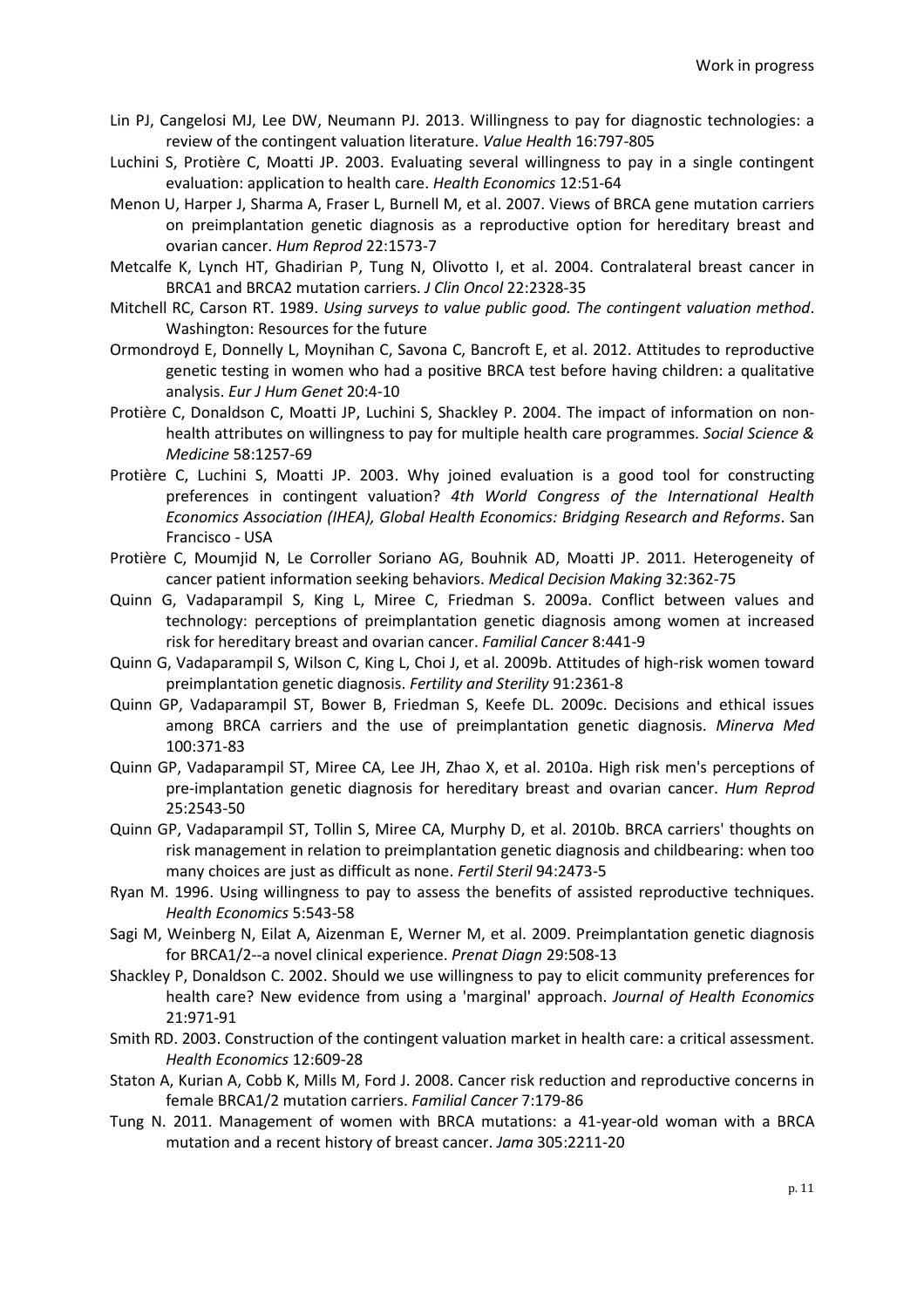Lin PJ, Cangelosi MJ, Lee DW, Neumann PJ. 2013. Willingness to pay for diagnostic technologies: a review of the contingent valuation literature. *Value Health* 16:797-805

Luchini S, Protière C, Moatti JP. 2003. Evaluating several willingness to pay in a single contingent evaluation: application to health care. *Health Economics* 12:51-64

Menon U, Harper J, Sharma A, Fraser L, Burnell M, et al. 2007. Views of BRCA gene mutation carriers on preimplantation genetic diagnosis as a reproductive option for hereditary breast and ovarian cancer. *Hum Reprod* 22:1573-7

Metcalfe K, Lynch HT, Ghadirian P, Tung N, Olivotto I, et al. 2004. Contralateral breast cancer in BRCA1 and BRCA2 mutation carriers. *J Clin Oncol* 22:2328-35

Mitchell RC, Carson RT. 1989. *Using surveys to value public good. The contingent valuation method*. Washington: Resources for the future

Ormondroyd E, Donnelly L, Moynihan C, Savona C, Bancroft E, et al. 2012. Attitudes to reproductive genetic testing in women who had a positive BRCA test before having children: a qualitative analysis. *Eur J Hum Genet* 20:4-10

Protière C, Donaldson C, Moatti JP, Luchini S, Shackley P. 2004. The impact of information on non-health attributes on willingness to pay for multiple health care programmes. *Social Science & Medicine* 58:1257-69

Protière C, Luchini S, Moatti JP. 2003. Why joined evaluation is a good tool for constructing preferences in contingent valuation? *4th World Congress of the International Health Economics Association (IHEA), Global Health Economics: Bridging Research and Reforms*. San Francisco - USA

Protière C, Moumjid N, Le Corroller Soriano AG, Bouhnik AD, Moatti JP. 2011. Heterogeneity of cancer patient information seeking behaviors. *Medical Decision Making* 32:362-75

Quinn G, Vadaparampil S, King L, Miree C, Friedman S. 2009a. Conflict between values and technology: perceptions of preimplantation genetic diagnosis among women at increased risk for hereditary breast and ovarian cancer. *Familial Cancer* 8:441-9

Quinn G, Vadaparampil S, Wilson C, King L, Choi J, et al. 2009b. Attitudes of high-risk women toward preimplantation genetic diagnosis. *Fertility and Sterility* 91:2361-8

Quinn GP, Vadaparampil ST, Bower B, Friedman S, Keefe DL. 2009c. Decisions and ethical issues among BRCA carriers and the use of preimplantation genetic diagnosis. *Minerva Med* 100:371-83

Quinn GP, Vadaparampil ST, Miree CA, Lee JH, Zhao X, et al. 2010a. High risk men's perceptions of pre-implantation genetic diagnosis for hereditary breast and ovarian cancer. *Hum Reprod* 25:2543-50

Quinn GP, Vadaparampil ST, Tollin S, Miree CA, Murphy D, et al. 2010b. BRCA carriers' thoughts on risk management in relation to preimplantation genetic diagnosis and childbearing: when too many choices are just as difficult as none. *Fertil Steril* 94:2473-5

Ryan M. 1996. Using willingness to pay to assess the benefits of assisted reproductive techniques. *Health Economics* 5:543-58

Sagi M, Weinberg N, Eilat A, Aizenman E, Werner M, et al. 2009. Preimplantation genetic diagnosis for BRCA1/2--a novel clinical experience. *Prenat Diagn* 29:508-13

Shackley P, Donaldson C. 2002. Should we use willingness to pay to elicit community preferences for health care? New evidence from using a 'marginal' approach. *Journal of Health Economics* 21:971-91

Smith RD. 2003. Construction of the contingent valuation market in health care: a critical assessment. *Health Economics* 12:609-28

Staton A, Kurian A, Cobb K, Mills M, Ford J. 2008. Cancer risk reduction and reproductive concerns in female BRCA1/2 mutation carriers. *Familial Cancer* 7:179-86

Tung N. 2011. Management of women with BRCA mutations: a 41-year-old woman with a BRCA mutation and a recent history of breast cancer. *Jama* 305:2211-20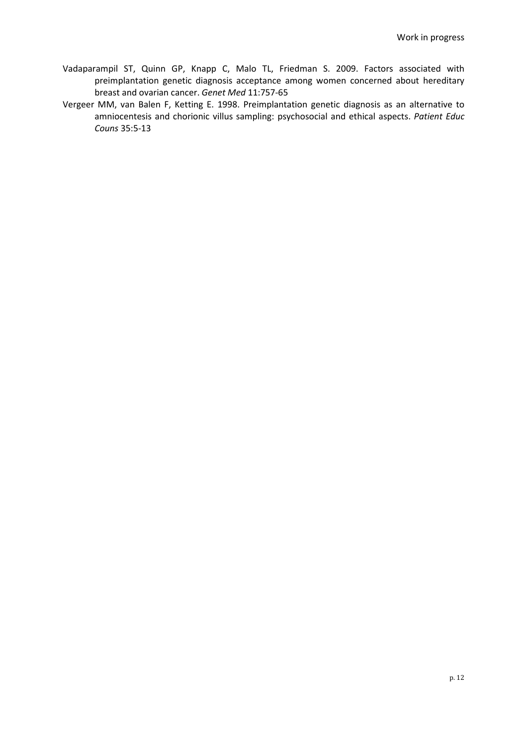Vadaparampil ST, Quinn GP, Knapp C, Malo TL, Friedman S. 2009. Factors associated with preimplantation genetic diagnosis acceptance among women concerned about hereditary breast and ovarian cancer. *Genet Med* 11:757-65

Vergeer MM, van Balen F, Ketting E. 1998. Preimplantation genetic diagnosis as an alternative to amniocentesis and chorionic villus sampling: psychosocial and ethical aspects. *Patient Educ Couns* 35:5-13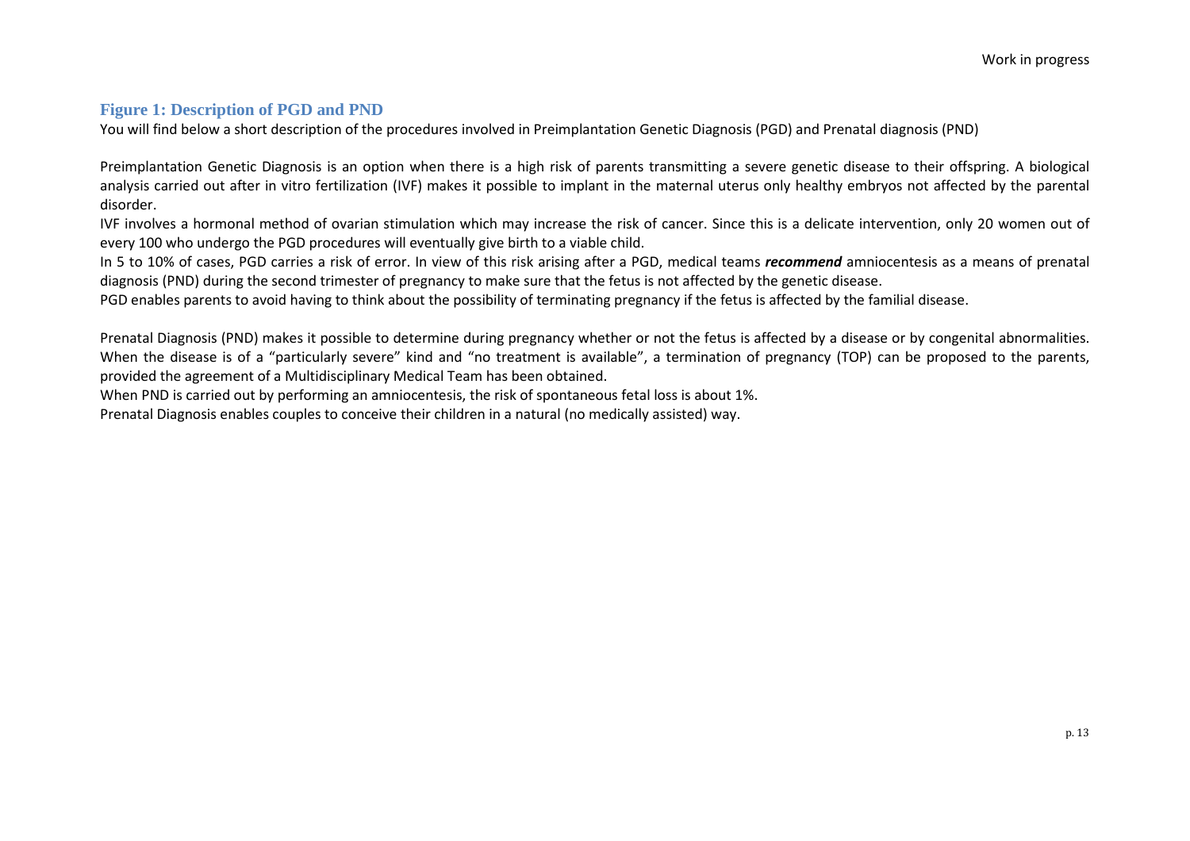## Figure 1: Description of PGD and PND

You will find below a short description of the procedures involved in Preimplantation Genetic Diagnosis (PGD) and Prenatal diagnosis (PND)

Preimplantation Genetic Diagnosis is an option when there is a high risk of parents transmitting a severe genetic disease to their offspring. A biological analysis carried out after in vitro fertilization (IVF) makes it possible to implant in the maternal uterus only healthy embryos not affected by the parental disorder.

IVF involves a hormonal method of ovarian stimulation which may increase the risk of cancer. Since this is a delicate intervention, only 20 women out of every 100 who undergo the PGD procedures will eventually give birth to a viable child.

In 5 to 10% of cases, PGD carries a risk of error. In view of this risk arising after a PGD, medical teams ***recommend*** amniocentesis as a means of prenatal diagnosis (PND) during the second trimester of pregnancy to make sure that the fetus is not affected by the genetic disease.

PGD enables parents to avoid having to think about the possibility of terminating pregnancy if the fetus is affected by the familial disease.

Prenatal Diagnosis (PND) makes it possible to determine during pregnancy whether or not the fetus is affected by a disease or by congenital abnormalities. When the disease is of a "particularly severe" kind and "no treatment is available", a termination of pregnancy (TOP) can be proposed to the parents, provided the agreement of a Multidisciplinary Medical Team has been obtained.

When PND is carried out by performing an amniocentesis, the risk of spontaneous fetal loss is about 1%.

Prenatal Diagnosis enables couples to conceive their children in a natural (no medically assisted) way.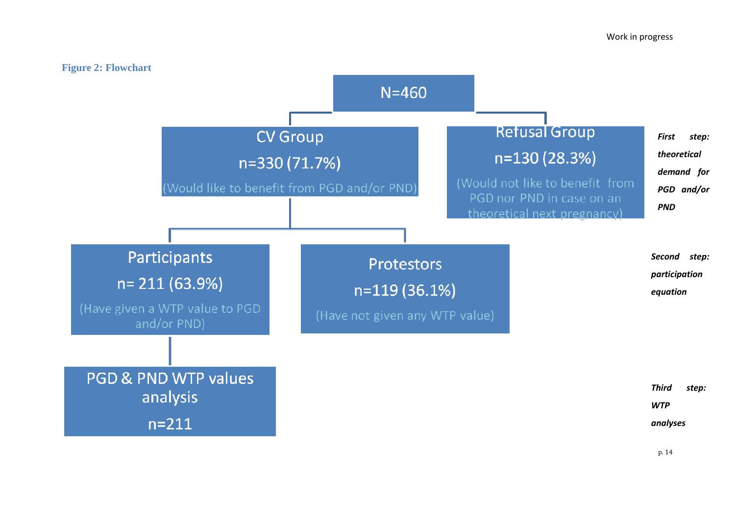**Figure 2: Flowchart**

N=460

- **CV Group** n=330 (71.7%) (Would like to benefit from PGD and/or PND)
  - **Participants** n= 211 (63.9%) (Have given a WTP value to PGD and/or PND)
    - **PGD & PND WTP values analysis** n=211
  - **Protestors** n=119 (36.1%) (Have not given any WTP value)
- **Refusal Group** n=130 (28.3%) (Would not like to benefit from PGD nor PND in case on an theoretical next pregnancy)

*First step: theoretical demand for PGD and/or PND*

*Second step: participation equation*

*Third step: WTP analyses*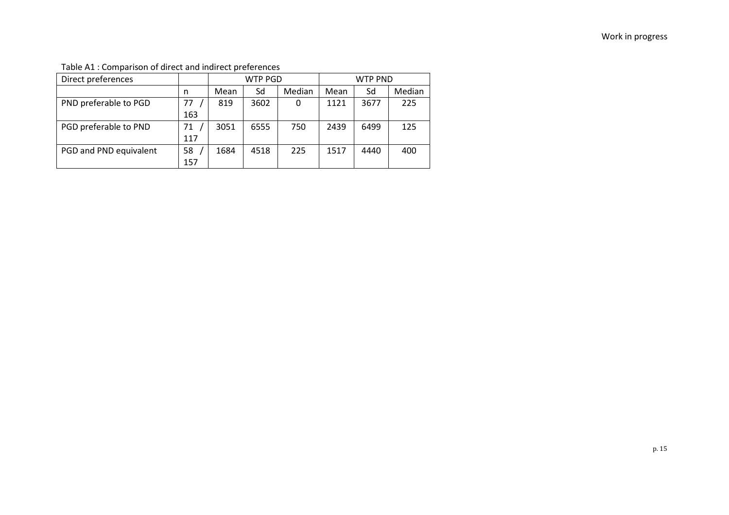Table A1 : Comparison of direct and indirect preferences

| Direct preferences | | WTP PGD | | | WTP PND | | |
|---|---|---|---|---|---|---|---|
| | n | Mean | Sd | Median | Mean | Sd | Median |
| PND preferable to PGD | 77 / 163 | 819 | 3602 | 0 | 1121 | 3677 | 225 |
| PGD preferable to PND | 71 / 117 | 3051 | 6555 | 750 | 2439 | 6499 | 125 |
| PGD and PND equivalent | 58 / 157 | 1684 | 4518 | 225 | 1517 | 4440 | 400 |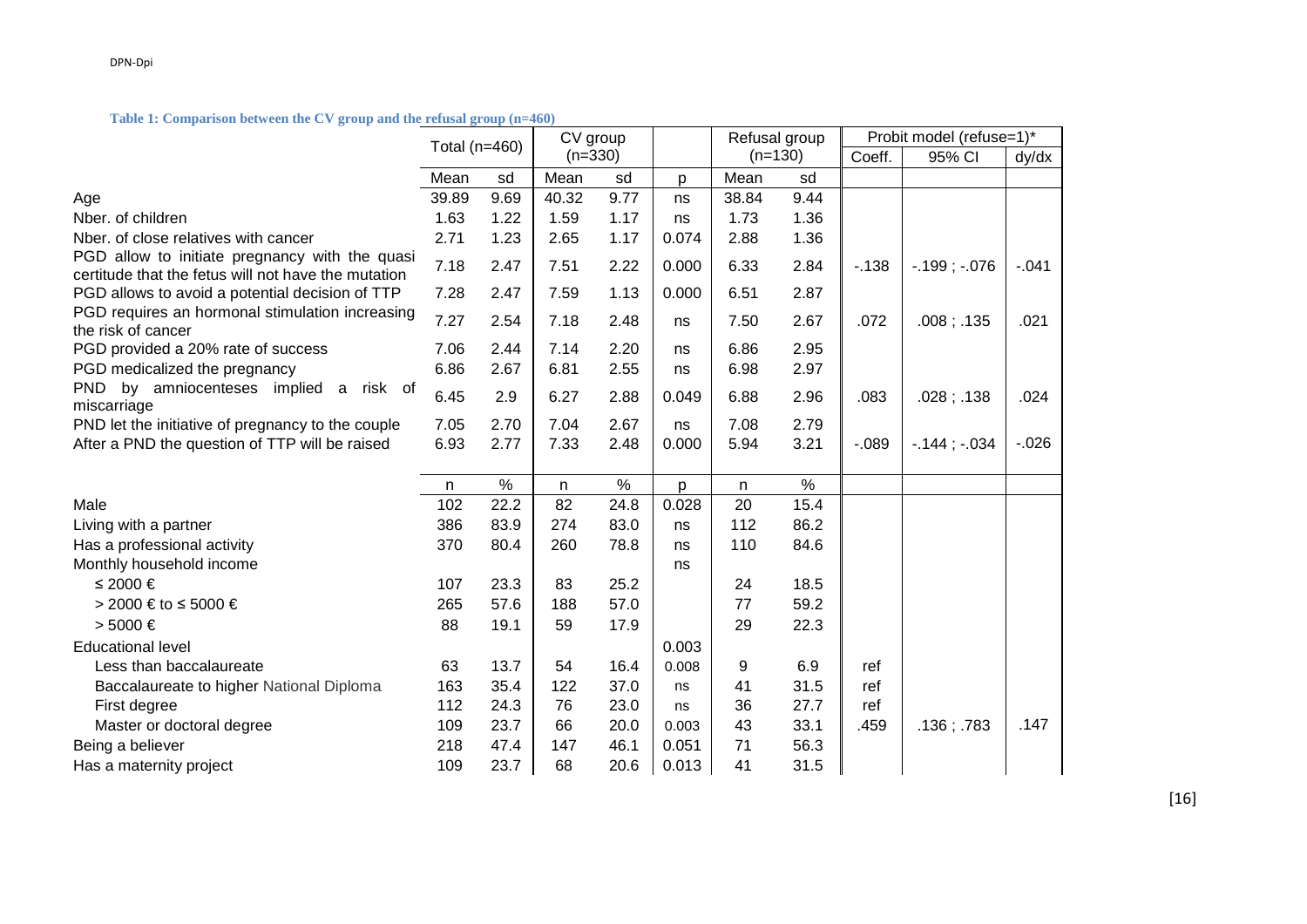**Table 1: Comparison between the CV group and the refusal group (n=460)**

| | Total (n=460) | | CV group (n=330) | | | Refusal group (n=130) | | Probit model (refuse=1)* | | |
|---|---|---|---|---|---|---|---|---|---|---|
| | | | | | | | | Coeff. | 95% CI | dy/dx |
| | Mean | sd | Mean | sd | p | Mean | sd | | | |
| Age | 39.89 | 9.69 | 40.32 | 9.77 | ns | 38.84 | 9.44 | | | |
| Nber. of children | 1.63 | 1.22 | 1.59 | 1.17 | ns | 1.73 | 1.36 | | | |
| Nber. of close relatives with cancer | 2.71 | 1.23 | 2.65 | 1.17 | 0.074 | 2.88 | 1.36 | | | |
| PGD allow to initiate pregnancy with the quasi certitude that the fetus will not have the mutation | 7.18 | 2.47 | 7.51 | 2.22 | 0.000 | 6.33 | 2.84 | -.138 | -.199 ; -.076 | -.041 |
| PGD allows to avoid a potential decision of TTP | 7.28 | 2.47 | 7.59 | 1.13 | 0.000 | 6.51 | 2.87 | | | |
| PGD requires an hormonal stimulation increasing the risk of cancer | 7.27 | 2.54 | 7.18 | 2.48 | ns | 7.50 | 2.67 | .072 | .008 ; .135 | .021 |
| PGD provided a 20% rate of success | 7.06 | 2.44 | 7.14 | 2.20 | ns | 6.86 | 2.95 | | | |
| PGD medicalized the pregnancy | 6.86 | 2.67 | 6.81 | 2.55 | ns | 6.98 | 2.97 | | | |
| PND by amniocenteses implied a risk of miscarriage | 6.45 | 2.9 | 6.27 | 2.88 | 0.049 | 6.88 | 2.96 | .083 | .028 ; .138 | .024 |
| PND let the initiative of pregnancy to the couple | 7.05 | 2.70 | 7.04 | 2.67 | ns | 7.08 | 2.79 | | | |
| After a PND the question of TTP will be raised | 6.93 | 2.77 | 7.33 | 2.48 | 0.000 | 5.94 | 3.21 | -.089 | -.144 ; -.034 | -.026 |
| | n | % | n | % | p | n | % | | | |
| Male | 102 | 22.2 | 82 | 24.8 | 0.028 | 20 | 15.4 | | | |
| Living with a partner | 386 | 83.9 | 274 | 83.0 | ns | 112 | 86.2 | | | |
| Has a professional activity | 370 | 80.4 | 260 | 78.8 | ns | 110 | 84.6 | | | |
| Monthly household income | | | | | ns | | | | | |
| ≤ 2000 € | 107 | 23.3 | 83 | 25.2 | | 24 | 18.5 | | | |
| > 2000 € to ≤ 5000 € | 265 | 57.6 | 188 | 57.0 | | 77 | 59.2 | | | |
| > 5000 € | 88 | 19.1 | 59 | 17.9 | | 29 | 22.3 | | | |
| Educational level | | | | | 0.003 | | | | | |
| Less than baccalaureate | 63 | 13.7 | 54 | 16.4 | 0.008 | 9 | 6.9 | ref | | |
| Baccalaureate to higher National Diploma | 163 | 35.4 | 122 | 37.0 | ns | 41 | 31.5 | ref | | |
| First degree | 112 | 24.3 | 76 | 23.0 | ns | 36 | 27.7 | ref | | |
| Master or doctoral degree | 109 | 23.7 | 66 | 20.0 | 0.003 | 43 | 33.1 | .459 | .136 ; .783 | .147 |
| Being a believer | 218 | 47.4 | 147 | 46.1 | 0.051 | 71 | 56.3 | | | |
| Has a maternity project | 109 | 23.7 | 68 | 20.6 | 0.013 | 41 | 31.5 | | | |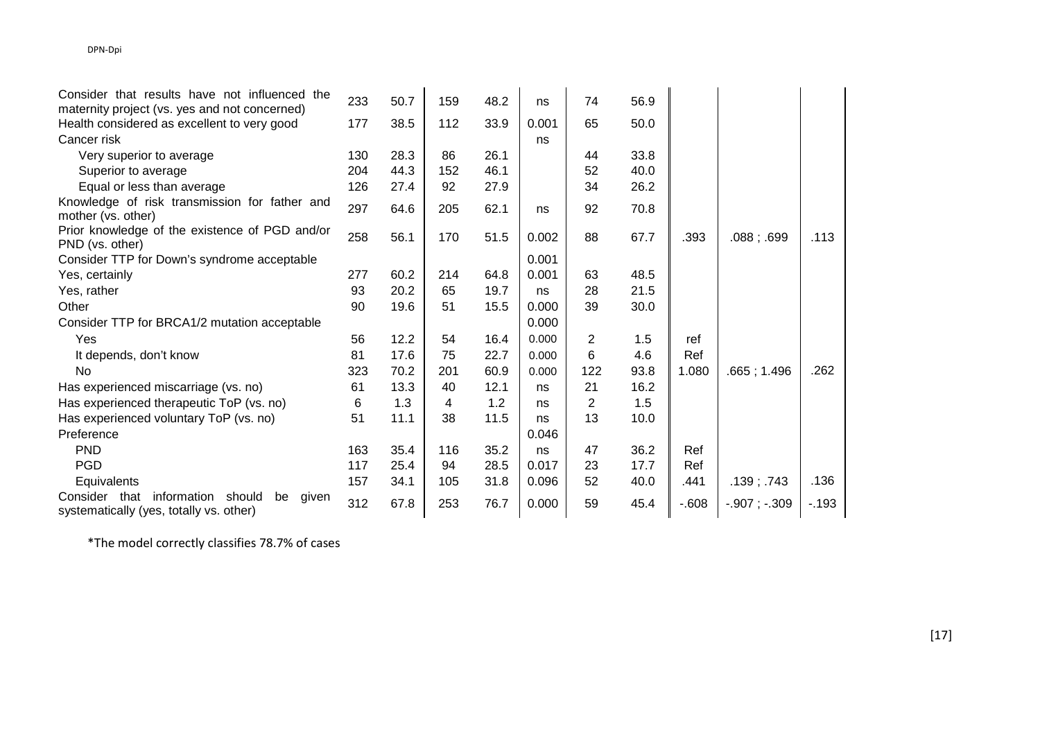| | | | | | | | | | | |
|---|---|---|---|---|---|---|---|---|---|---|
| Consider that results have not influenced the maternity project (vs. yes and not concerned) | 233 | 50.7 | 159 | 48.2 | ns | 74 | 56.9 | | | |
| Health considered as excellent to very good | 177 | 38.5 | 112 | 33.9 | 0.001 | 65 | 50.0 | | | |
| Cancer risk | | | | | ns | | | | | |
| Very superior to average | 130 | 28.3 | 86 | 26.1 | | 44 | 33.8 | | | |
| Superior to average | 204 | 44.3 | 152 | 46.1 | | 52 | 40.0 | | | |
| Equal or less than average | 126 | 27.4 | 92 | 27.9 | | 34 | 26.2 | | | |
| Knowledge of risk transmission for father and mother (vs. other) | 297 | 64.6 | 205 | 62.1 | ns | 92 | 70.8 | | | |
| Prior knowledge of the existence of PGD and/or PND (vs. other) | 258 | 56.1 | 170 | 51.5 | 0.002 | 88 | 67.7 | .393 | .088 ; .699 | .113 |
| Consider TTP for Down's syndrome acceptable | | | | | 0.001 | | | | | |
| Yes, certainly | 277 | 60.2 | 214 | 64.8 | 0.001 | 63 | 48.5 | | | |
| Yes, rather | 93 | 20.2 | 65 | 19.7 | ns | 28 | 21.5 | | | |
| Other | 90 | 19.6 | 51 | 15.5 | 0.000 | 39 | 30.0 | | | |
| Consider TTP for BRCA1/2 mutation acceptable | | | | | 0.000 | | | | | |
| Yes | 56 | 12.2 | 54 | 16.4 | 0.000 | 2 | 1.5 | ref | | |
| It depends, don't know | 81 | 17.6 | 75 | 22.7 | 0.000 | 6 | 4.6 | Ref | | |
| No | 323 | 70.2 | 201 | 60.9 | 0.000 | 122 | 93.8 | 1.080 | .665 ; 1.496 | .262 |
| Has experienced miscarriage (vs. no) | 61 | 13.3 | 40 | 12.1 | ns | 21 | 16.2 | | | |
| Has experienced therapeutic ToP (vs. no) | 6 | 1.3 | 4 | 1.2 | ns | 2 | 1.5 | | | |
| Has experienced voluntary ToP (vs. no) | 51 | 11.1 | 38 | 11.5 | ns | 13 | 10.0 | | | |
| Preference | | | | | 0.046 | | | | | |
| PND | 163 | 35.4 | 116 | 35.2 | ns | 47 | 36.2 | Ref | | |
| PGD | 117 | 25.4 | 94 | 28.5 | 0.017 | 23 | 17.7 | Ref | | |
| Equivalents | 157 | 34.1 | 105 | 31.8 | 0.096 | 52 | 40.0 | .441 | .139 ; .743 | .136 |
| Consider that information should be given systematically (yes, totally vs. other) | 312 | 67.8 | 253 | 76.7 | 0.000 | 59 | 45.4 | -.608 | -.907 ; -.309 | -.193 |

*The model correctly classifies 78.7% of cases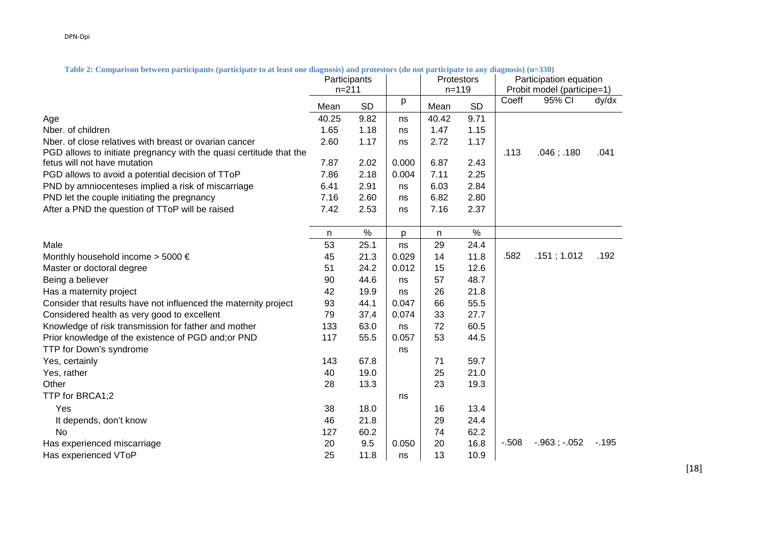**Table 2: Comparison between participants (participate to at least one diagnosis) and protestors (do not participate to any diagnosis) (n=330)**

| | Participants n=211 | | | Protestors n=119 | | Participation equation Probit model (participe=1) | | |
|---|---|---|---|---|---|---|---|---|
| | Mean | SD | p | Mean | SD | Coeff | 95% CI | dy/dx |
| Age | 40.25 | 9.82 | ns | 40.42 | 9.71 | | | |
| Nber. of children | 1.65 | 1.18 | ns | 1.47 | 1.15 | | | |
| Nber. of close relatives with breast or ovarian cancer | 2.60 | 1.17 | ns | 2.72 | 1.17 | | | |
| PGD allows to initiate pregnancy with the quasi certitude that the fetus will not have mutation | 7.87 | 2.02 | 0.000 | 6.87 | 2.43 | .113 | .046 ; .180 | .041 |
| PGD allows to avoid a potential decision of TToP | 7.86 | 2.18 | 0.004 | 7.11 | 2.25 | | | |
| PND by amniocenteses implied a risk of miscarriage | 6.41 | 2.91 | ns | 6.03 | 2.84 | | | |
| PND let the couple initiating the pregnancy | 7.16 | 2.60 | ns | 6.82 | 2.80 | | | |
| After a PND the question of TToP will be raised | 7.42 | 2.53 | ns | 7.16 | 2.37 | | | |
| | n | % | p | n | % | | | |
| Male | 53 | 25.1 | ns | 29 | 24.4 | | | |
| Monthly household income > 5000 € | 45 | 21.3 | 0.029 | 14 | 11.8 | .582 | .151 ; 1.012 | .192 |
| Master or doctoral degree | 51 | 24.2 | 0.012 | 15 | 12.6 | | | |
| Being a believer | 90 | 44.6 | ns | 57 | 48.7 | | | |
| Has a maternity project | 42 | 19.9 | ns | 26 | 21.8 | | | |
| Consider that results have not influenced the maternity project | 93 | 44.1 | 0.047 | 66 | 55.5 | | | |
| Considered health as very good to excellent | 79 | 37.4 | 0.074 | 33 | 27.7 | | | |
| Knowledge of risk transmission for father and mother | 133 | 63.0 | ns | 72 | 60.5 | | | |
| Prior knowledge of the existence of PGD and;or PND | 117 | 55.5 | 0.057 | 53 | 44.5 | | | |
| TTP for Down's syndrome | | | ns | | | | | |
| Yes, certainly | 143 | 67.8 | | 71 | 59.7 | | | |
| Yes, rather | 40 | 19.0 | | 25 | 21.0 | | | |
| Other | 28 | 13.3 | | 23 | 19.3 | | | |
| TTP for BRCA1;2 | | | ns | | | | | |
| Yes | 38 | 18.0 | | 16 | 13.4 | | | |
| It depends, don't know | 46 | 21.8 | | 29 | 24.4 | | | |
| No | 127 | 60.2 | | 74 | 62.2 | | | |
| Has experienced miscarriage | 20 | 9.5 | 0.050 | 20 | 16.8 | -.508 | -.963 ; -.052 | -.195 |
| Has experienced VToP | 25 | 11.8 | ns | 13 | 10.9 | | | |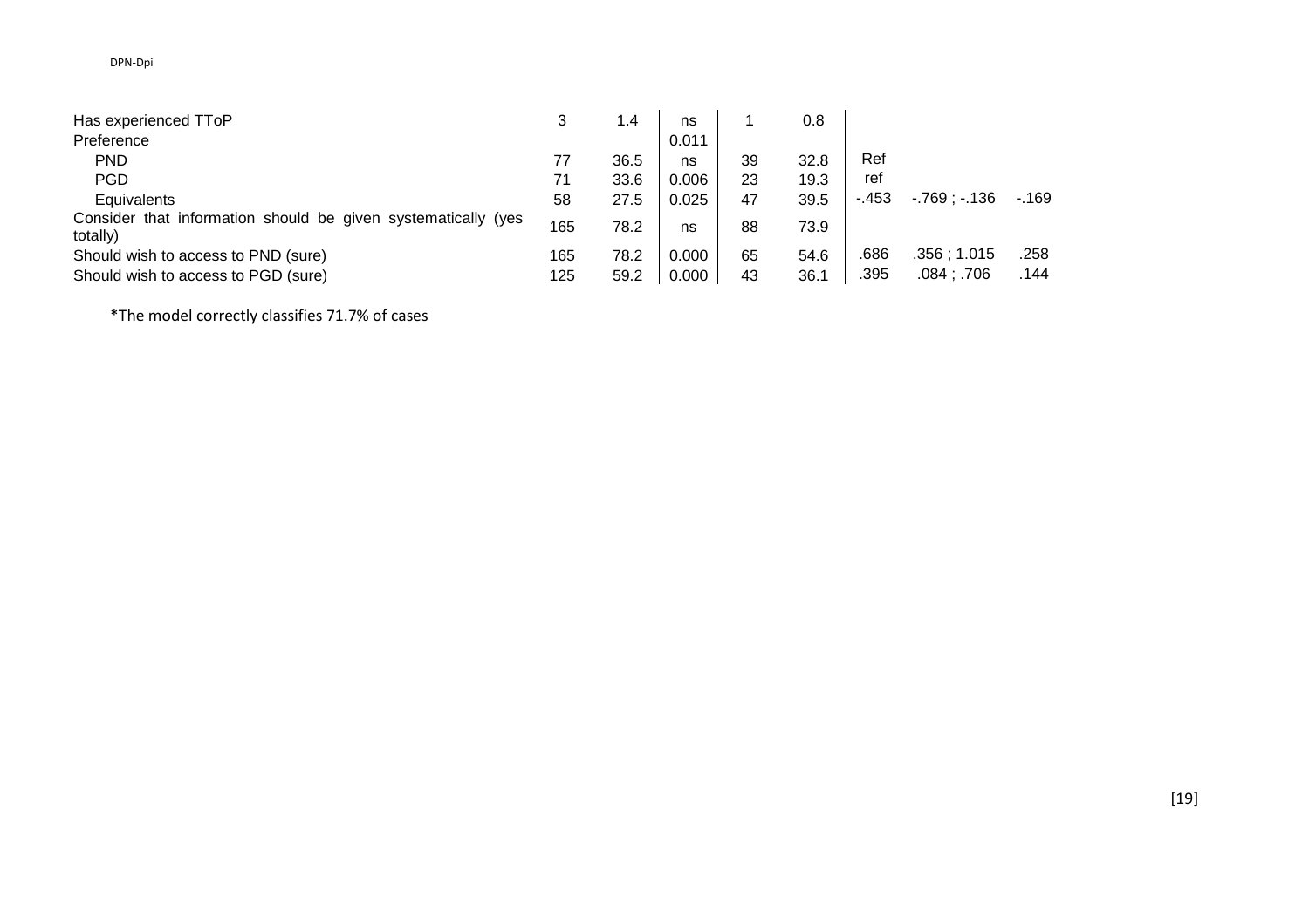| | | | | | | | | |
|---|---|---|---|---|---|---|---|---|
| Has experienced TToP | 3 | 1.4 | ns | 1 | 0.8 | | | |
| Preference | | | 0.011 | | | | | |
| PND | 77 | 36.5 | ns | 39 | 32.8 | Ref | | |
| PGD | 71 | 33.6 | 0.006 | 23 | 19.3 | ref | | |
| Equivalents | 58 | 27.5 | 0.025 | 47 | 39.5 | -.453 | -.769 ; -.136 | -.169 |
| Consider that information should be given systematically (yes totally) | 165 | 78.2 | ns | 88 | 73.9 | | | |
| Should wish to access to PND (sure) | 165 | 78.2 | 0.000 | 65 | 54.6 | .686 | .356 ; 1.015 | .258 |
| Should wish to access to PGD (sure) | 125 | 59.2 | 0.000 | 43 | 36.1 | .395 | .084 ; .706 | .144 |

*The model correctly classifies 71.7% of cases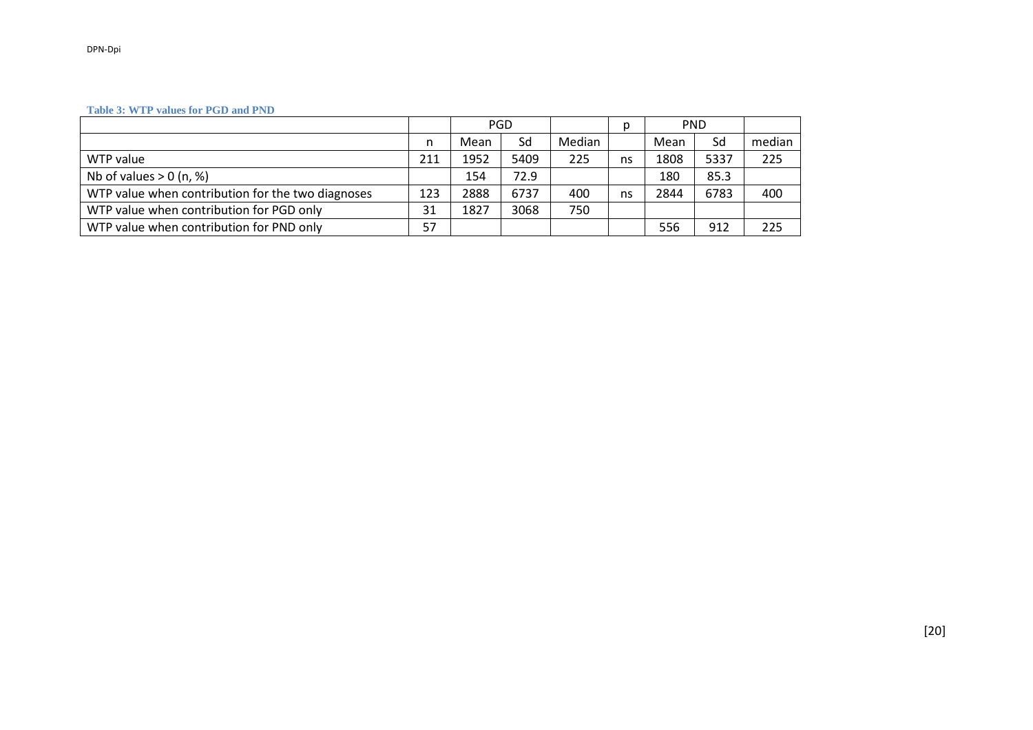**Table 3: WTP values for PGD and PND**

| | | PGD | | | p | PND | | |
|---|---|---|---|---|---|---|---|---|
| | n | Mean | Sd | Median | | Mean | Sd | median |
| WTP value | 211 | 1952 | 5409 | 225 | ns | 1808 | 5337 | 225 |
| Nb of values > 0 (n, %) | | 154 | 72.9 | | | 180 | 85.3 | |
| WTP value when contribution for the two diagnoses | 123 | 2888 | 6737 | 400 | ns | 2844 | 6783 | 400 |
| WTP value when contribution for PGD only | 31 | 1827 | 3068 | 750 | | | | |
| WTP value when contribution for PND only | 57 | | | | | 556 | 912 | 225 |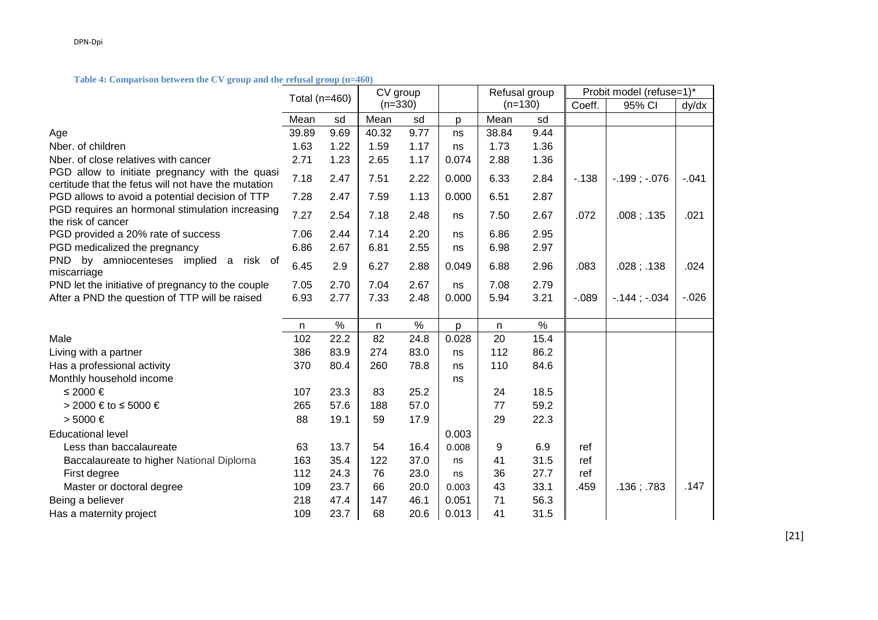**Table 4: Comparison between the CV group and the refusal group (n=460)**

| | Total (n=460) | | CV group (n=330) | | | Refusal group (n=130) | | Probit model (refuse=1)* | | |
|---|---|---|---|---|---|---|---|---|---|---|
| | | | | | | | | Coeff. | 95% CI | dy/dx |
| | Mean | sd | Mean | sd | p | Mean | sd | | | |
| Age | 39.89 | 9.69 | 40.32 | 9.77 | ns | 38.84 | 9.44 | | | |
| Nber. of children | 1.63 | 1.22 | 1.59 | 1.17 | ns | 1.73 | 1.36 | | | |
| Nber. of close relatives with cancer | 2.71 | 1.23 | 2.65 | 1.17 | 0.074 | 2.88 | 1.36 | | | |
| PGD allow to initiate pregnancy with the quasi certitude that the fetus will not have the mutation | 7.18 | 2.47 | 7.51 | 2.22 | 0.000 | 6.33 | 2.84 | -.138 | -.199 ; -.076 | -.041 |
| PGD allows to avoid a potential decision of TTP | 7.28 | 2.47 | 7.59 | 1.13 | 0.000 | 6.51 | 2.87 | | | |
| PGD requires an hormonal stimulation increasing the risk of cancer | 7.27 | 2.54 | 7.18 | 2.48 | ns | 7.50 | 2.67 | .072 | .008 ; .135 | .021 |
| PGD provided a 20% rate of success | 7.06 | 2.44 | 7.14 | 2.20 | ns | 6.86 | 2.95 | | | |
| PGD medicalized the pregnancy | 6.86 | 2.67 | 6.81 | 2.55 | ns | 6.98 | 2.97 | | | |
| PND by amniocenteses implied a risk of miscarriage | 6.45 | 2.9 | 6.27 | 2.88 | 0.049 | 6.88 | 2.96 | .083 | .028 ; .138 | .024 |
| PND let the initiative of pregnancy to the couple | 7.05 | 2.70 | 7.04 | 2.67 | ns | 7.08 | 2.79 | | | |
| After a PND the question of TTP will be raised | 6.93 | 2.77 | 7.33 | 2.48 | 0.000 | 5.94 | 3.21 | -.089 | -.144 ; -.034 | -.026 |
| | n | % | n | % | p | n | % | | | |
| Male | 102 | 22.2 | 82 | 24.8 | 0.028 | 20 | 15.4 | | | |
| Living with a partner | 386 | 83.9 | 274 | 83.0 | ns | 112 | 86.2 | | | |
| Has a professional activity | 370 | 80.4 | 260 | 78.8 | ns | 110 | 84.6 | | | |
| Monthly household income | | | | | ns | | | | | |
| ≤ 2000 € | 107 | 23.3 | 83 | 25.2 | | 24 | 18.5 | | | |
| > 2000 € to ≤ 5000 € | 265 | 57.6 | 188 | 57.0 | | 77 | 59.2 | | | |
| > 5000 € | 88 | 19.1 | 59 | 17.9 | | 29 | 22.3 | | | |
| Educational level | | | | | 0.003 | | | | | |
| Less than baccalaureate | 63 | 13.7 | 54 | 16.4 | 0.008 | 9 | 6.9 | ref | | |
| Baccalaureate to higher National Diploma | 163 | 35.4 | 122 | 37.0 | ns | 41 | 31.5 | ref | | |
| First degree | 112 | 24.3 | 76 | 23.0 | ns | 36 | 27.7 | ref | | |
| Master or doctoral degree | 109 | 23.7 | 66 | 20.0 | 0.003 | 43 | 33.1 | .459 | .136 ; .783 | .147 |
| Being a believer | 218 | 47.4 | 147 | 46.1 | 0.051 | 71 | 56.3 | | | |
| Has a maternity project | 109 | 23.7 | 68 | 20.6 | 0.013 | 41 | 31.5 | | | |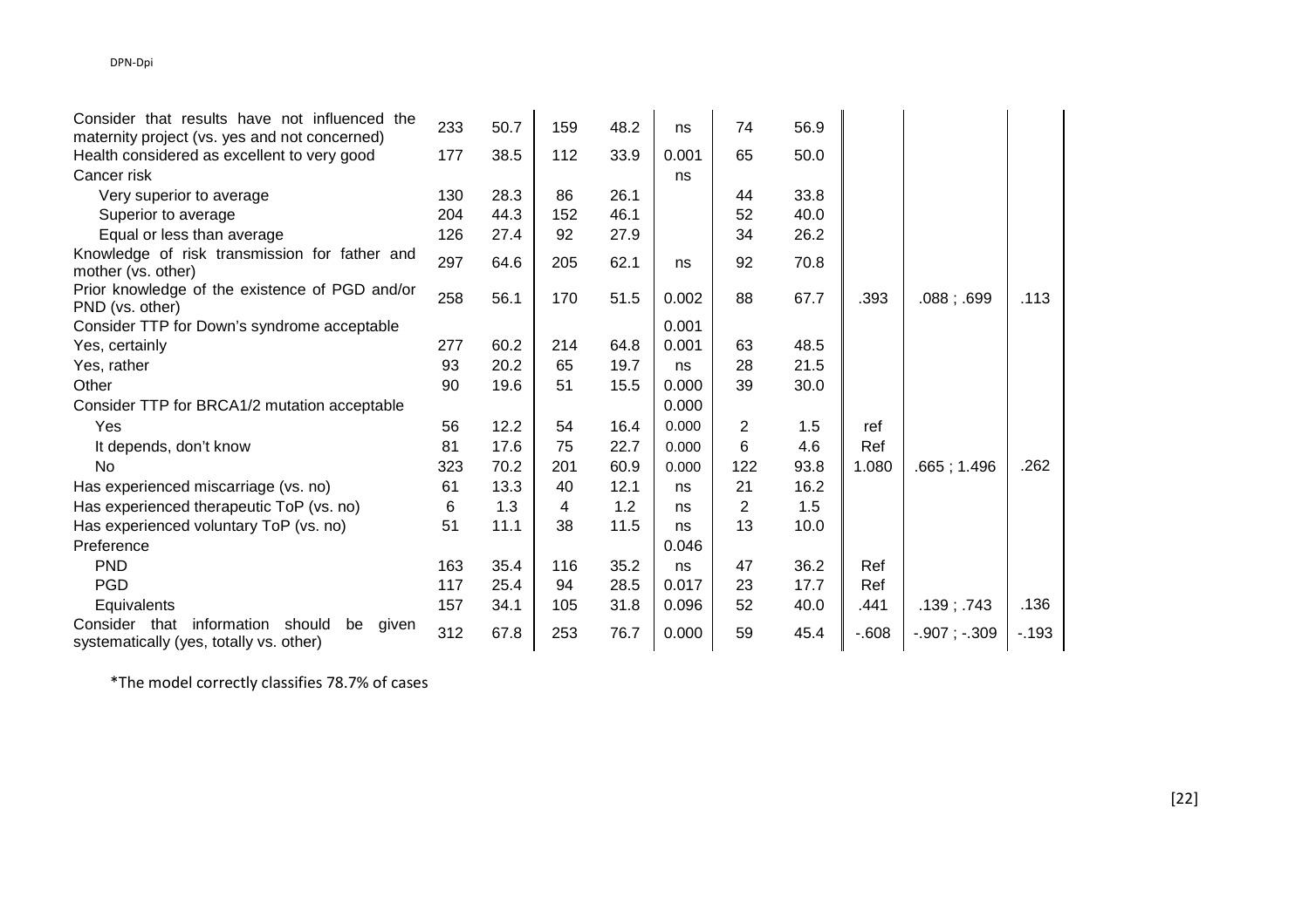| | | | | | | | | | | |
|---|---|---|---|---|---|---|---|---|---|---|
| Consider that results have not influenced the maternity project (vs. yes and not concerned) | 233 | 50.7 | 159 | 48.2 | ns | 74 | 56.9 | | | |
| Health considered as excellent to very good | 177 | 38.5 | 112 | 33.9 | 0.001 | 65 | 50.0 | | | |
| Cancer risk | | | | | ns | | | | | |
| Very superior to average | 130 | 28.3 | 86 | 26.1 | | 44 | 33.8 | | | |
| Superior to average | 204 | 44.3 | 152 | 46.1 | | 52 | 40.0 | | | |
| Equal or less than average | 126 | 27.4 | 92 | 27.9 | | 34 | 26.2 | | | |
| Knowledge of risk transmission for father and mother (vs. other) | 297 | 64.6 | 205 | 62.1 | ns | 92 | 70.8 | | | |
| Prior knowledge of the existence of PGD and/or PND (vs. other) | 258 | 56.1 | 170 | 51.5 | 0.002 | 88 | 67.7 | .393 | .088 ; .699 | .113 |
| Consider TTP for Down's syndrome acceptable | | | | | 0.001 | | | | | |
| Yes, certainly | 277 | 60.2 | 214 | 64.8 | 0.001 | 63 | 48.5 | | | |
| Yes, rather | 93 | 20.2 | 65 | 19.7 | ns | 28 | 21.5 | | | |
| Other | 90 | 19.6 | 51 | 15.5 | 0.000 | 39 | 30.0 | | | |
| Consider TTP for BRCA1/2 mutation acceptable | | | | | 0.000 | | | | | |
| Yes | 56 | 12.2 | 54 | 16.4 | 0.000 | 2 | 1.5 | ref | | |
| It depends, don't know | 81 | 17.6 | 75 | 22.7 | 0.000 | 6 | 4.6 | Ref | | |
| No | 323 | 70.2 | 201 | 60.9 | 0.000 | 122 | 93.8 | 1.080 | .665 ; 1.496 | .262 |
| Has experienced miscarriage (vs. no) | 61 | 13.3 | 40 | 12.1 | ns | 21 | 16.2 | | | |
| Has experienced therapeutic ToP (vs. no) | 6 | 1.3 | 4 | 1.2 | ns | 2 | 1.5 | | | |
| Has experienced voluntary ToP (vs. no) | 51 | 11.1 | 38 | 11.5 | ns | 13 | 10.0 | | | |
| Preference | | | | | 0.046 | | | | | |
| PND | 163 | 35.4 | 116 | 35.2 | ns | 47 | 36.2 | Ref | | |
| PGD | 117 | 25.4 | 94 | 28.5 | 0.017 | 23 | 17.7 | Ref | | |
| Equivalents | 157 | 34.1 | 105 | 31.8 | 0.096 | 52 | 40.0 | .441 | .139 ; .743 | .136 |
| Consider that information should be given systematically (yes, totally vs. other) | 312 | 67.8 | 253 | 76.7 | 0.000 | 59 | 45.4 | -.608 | -.907 ; -.309 | -.193 |

*The model correctly classifies 78.7% of cases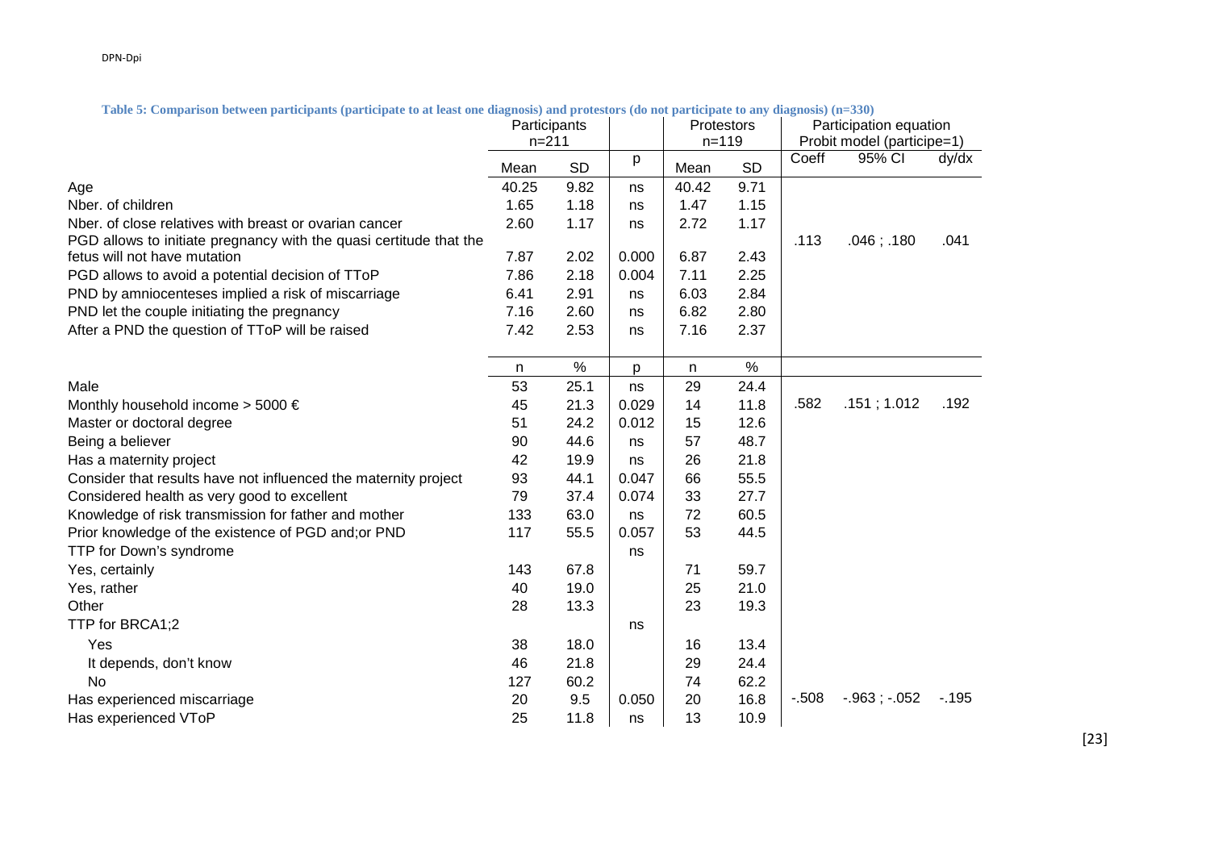**Table 5: Comparison between participants (participate to at least one diagnosis) and protestors (do not participate to any diagnosis) (n=330)**

| | Participants n=211 | | | Protestors n=119 | | Participation equation Probit model (participe=1) | | |
|---|---|---|---|---|---|---|---|---|
| | Mean | SD | p | Mean | SD | Coeff | 95% CI | dy/dx |
| Age | 40.25 | 9.82 | ns | 40.42 | 9.71 | | | |
| Nber. of children | 1.65 | 1.18 | ns | 1.47 | 1.15 | | | |
| Nber. of close relatives with breast or ovarian cancer | 2.60 | 1.17 | ns | 2.72 | 1.17 | | | |
| PGD allows to initiate pregnancy with the quasi certitude that the fetus will not have mutation | 7.87 | 2.02 | 0.000 | 6.87 | 2.43 | .113 | .046 ; .180 | .041 |
| PGD allows to avoid a potential decision of TToP | 7.86 | 2.18 | 0.004 | 7.11 | 2.25 | | | |
| PND by amniocenteses implied a risk of miscarriage | 6.41 | 2.91 | ns | 6.03 | 2.84 | | | |
| PND let the couple initiating the pregnancy | 7.16 | 2.60 | ns | 6.82 | 2.80 | | | |
| After a PND the question of TToP will be raised | 7.42 | 2.53 | ns | 7.16 | 2.37 | | | |
| | n | % | p | n | % | | | |
| Male | 53 | 25.1 | ns | 29 | 24.4 | | | |
| Monthly household income > 5000 € | 45 | 21.3 | 0.029 | 14 | 11.8 | .582 | .151 ; 1.012 | .192 |
| Master or doctoral degree | 51 | 24.2 | 0.012 | 15 | 12.6 | | | |
| Being a believer | 90 | 44.6 | ns | 57 | 48.7 | | | |
| Has a maternity project | 42 | 19.9 | ns | 26 | 21.8 | | | |
| Consider that results have not influenced the maternity project | 93 | 44.1 | 0.047 | 66 | 55.5 | | | |
| Considered health as very good to excellent | 79 | 37.4 | 0.074 | 33 | 27.7 | | | |
| Knowledge of risk transmission for father and mother | 133 | 63.0 | ns | 72 | 60.5 | | | |
| Prior knowledge of the existence of PGD and;or PND | 117 | 55.5 | 0.057 | 53 | 44.5 | | | |
| TTP for Down's syndrome | | | ns | | | | | |
| Yes, certainly | 143 | 67.8 | | 71 | 59.7 | | | |
| Yes, rather | 40 | 19.0 | | 25 | 21.0 | | | |
| Other | 28 | 13.3 | | 23 | 19.3 | | | |
| TTP for BRCA1;2 | | | ns | | | | | |
| Yes | 38 | 18.0 | | 16 | 13.4 | | | |
| It depends, don't know | 46 | 21.8 | | 29 | 24.4 | | | |
| No | 127 | 60.2 | | 74 | 62.2 | | | |
| Has experienced miscarriage | 20 | 9.5 | 0.050 | 20 | 16.8 | -.508 | -.963 ; -.052 | -.195 |
| Has experienced VToP | 25 | 11.8 | ns | 13 | 10.9 | | | |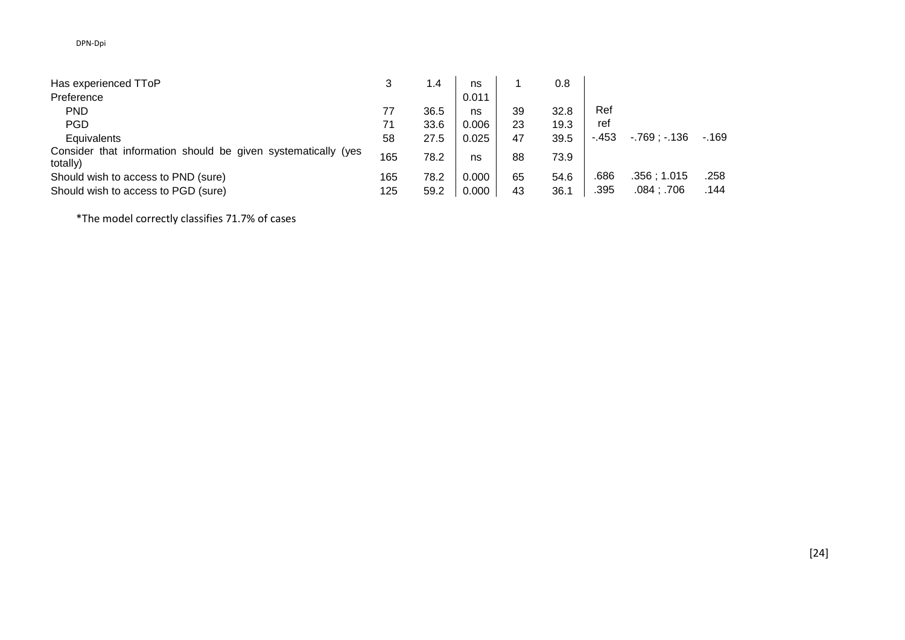| | | | | | | | | |
|---|---|---|---|---|---|---|---|---|
| Has experienced TToP | 3 | 1.4 | ns | 1 | 0.8 | | | |
| Preference | | | 0.011 | | | | | |
| PND | 77 | 36.5 | ns | 39 | 32.8 | Ref | | |
| PGD | 71 | 33.6 | 0.006 | 23 | 19.3 | ref | | |
| Equivalents | 58 | 27.5 | 0.025 | 47 | 39.5 | -.453 | -.769 ; -.136 | -.169 |
| Consider that information should be given systematically (yes totally) | 165 | 78.2 | ns | 88 | 73.9 | | | |
| Should wish to access to PND (sure) | 165 | 78.2 | 0.000 | 65 | 54.6 | .686 | .356 ; 1.015 | .258 |
| Should wish to access to PGD (sure) | 125 | 59.2 | 0.000 | 43 | 36.1 | .395 | .084 ; .706 | .144 |

*The model correctly classifies 71.7% of cases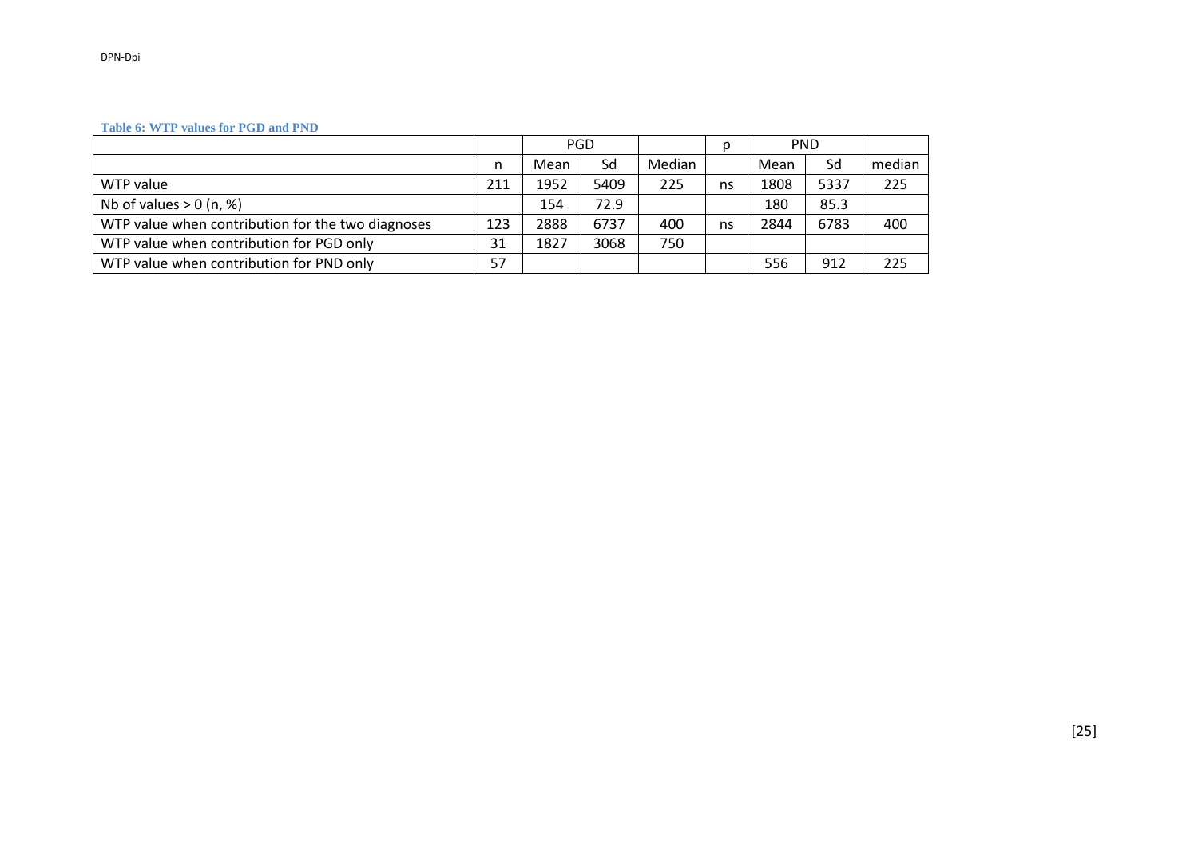**Table 6: WTP values for PGD and PND**

| | | PGD | | | p | PND | | |
|---|---|---|---|---|---|---|---|---|
| | n | Mean | Sd | Median | | Mean | Sd | median |
| WTP value | 211 | 1952 | 5409 | 225 | ns | 1808 | 5337 | 225 |
| Nb of values > 0 (n, %) | | 154 | 72.9 | | | 180 | 85.3 | |
| WTP value when contribution for the two diagnoses | 123 | 2888 | 6737 | 400 | ns | 2844 | 6783 | 400 |
| WTP value when contribution for PGD only | 31 | 1827 | 3068 | 750 | | | | |
| WTP value when contribution for PND only | 57 | | | | | 556 | 912 | 225 |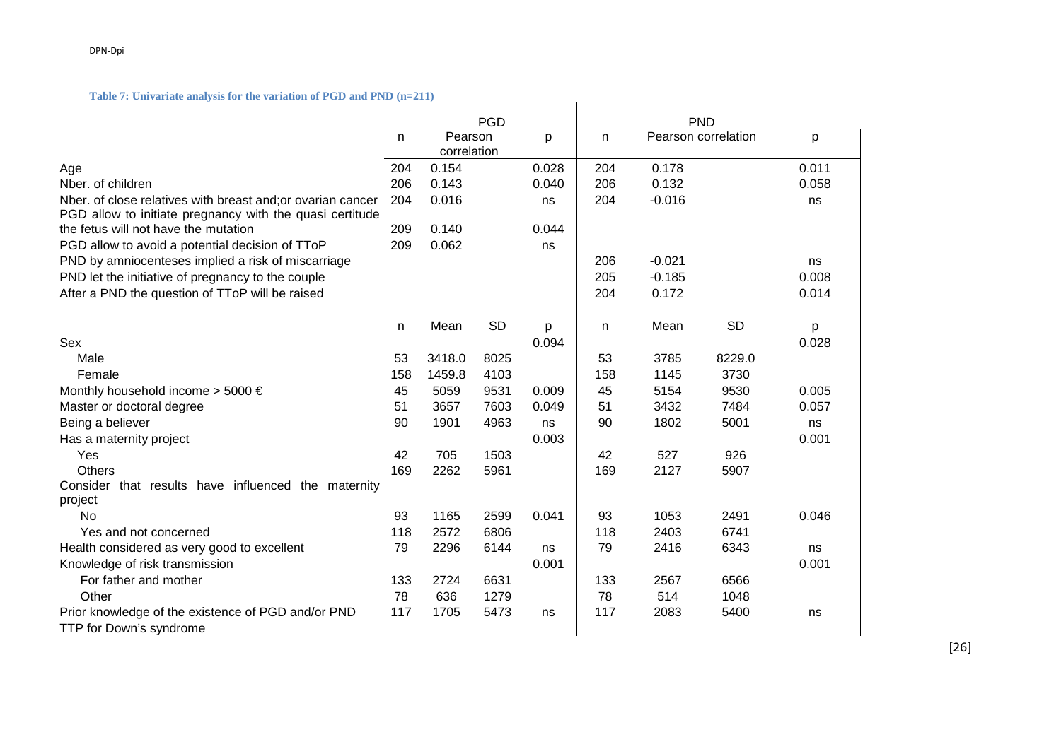**Table 7: Univariate analysis for the variation of PGD and PND (n=211)**

| | PGD | | | | PND | | | |
|---|---|---|---|---|---|---|---|---|
| | n | Pearson correlation | | p | n | Pearson correlation | | p |
| Age | 204 | 0.154 | | 0.028 | 204 | 0.178 | | 0.011 |
| Nber. of children | 206 | 0.143 | | 0.040 | 206 | 0.132 | | 0.058 |
| Nber. of close relatives with breast and;or ovarian cancer | 204 | 0.016 | | ns | 204 | -0.016 | | ns |
| PGD allow to initiate pregnancy with the quasi certitude the fetus will not have the mutation | 209 | 0.140 | | 0.044 | | | | |
| PGD allow to avoid a potential decision of TToP | 209 | 0.062 | | ns | | | | |
| PND by amniocenteses implied a risk of miscarriage | | | | | 206 | -0.021 | | ns |
| PND let the initiative of pregnancy to the couple | | | | | 205 | -0.185 | | 0.008 |
| After a PND the question of TToP will be raised | | | | | 204 | 0.172 | | 0.014 |
| | n | Mean | SD | p | n | Mean | SD | p |
| Sex | | | | 0.094 | | | | 0.028 |
| Male | 53 | 3418.0 | 8025 | | 53 | 3785 | 8229.0 | |
| Female | 158 | 1459.8 | 4103 | | 158 | 1145 | 3730 | |
| Monthly household income > 5000 € | 45 | 5059 | 9531 | 0.009 | 45 | 5154 | 9530 | 0.005 |
| Master or doctoral degree | 51 | 3657 | 7603 | 0.049 | 51 | 3432 | 7484 | 0.057 |
| Being a believer | 90 | 1901 | 4963 | ns | 90 | 1802 | 5001 | ns |
| Has a maternity project | | | | 0.003 | | | | 0.001 |
| Yes | 42 | 705 | 1503 | | 42 | 527 | 926 | |
| Others | 169 | 2262 | 5961 | | 169 | 2127 | 5907 | |
| Consider that results have influenced the maternity project | | | | | | | | |
| No | 93 | 1165 | 2599 | 0.041 | 93 | 1053 | 2491 | 0.046 |
| Yes and not concerned | 118 | 2572 | 6806 | | 118 | 2403 | 6741 | |
| Health considered as very good to excellent | 79 | 2296 | 6144 | ns | 79 | 2416 | 6343 | ns |
| Knowledge of risk transmission | | | | 0.001 | | | | 0.001 |
| For father and mother | 133 | 2724 | 6631 | | 133 | 2567 | 6566 | |
| Other | 78 | 636 | 1279 | | 78 | 514 | 1048 | |
| Prior knowledge of the existence of PGD and/or PND | 117 | 1705 | 5473 | ns | 117 | 2083 | 5400 | ns |
| TTP for Down's syndrome | | | | | | | | |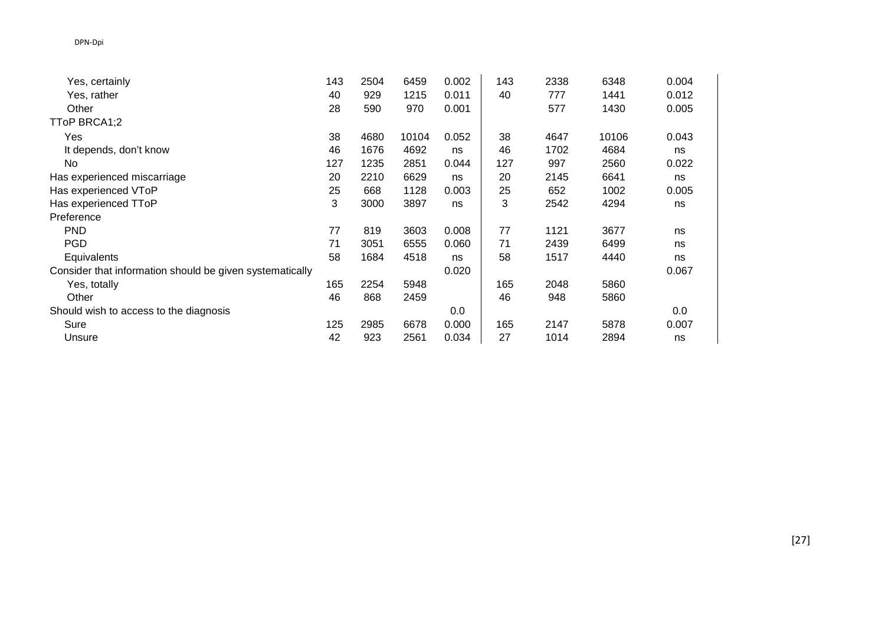| | | | | | | | | |
|---|---|---|---|---|---|---|---|---|
| Yes, certainly | 143 | 2504 | 6459 | 0.002 | 143 | 2338 | 6348 | 0.004 |
| Yes, rather | 40 | 929 | 1215 | 0.011 | 40 | 777 | 1441 | 0.012 |
| Other | 28 | 590 | 970 | 0.001 | | 577 | 1430 | 0.005 |
| TToP BRCA1;2 | | | | | | | | |
| Yes | 38 | 4680 | 10104 | 0.052 | 38 | 4647 | 10106 | 0.043 |
| It depends, don't know | 46 | 1676 | 4692 | ns | 46 | 1702 | 4684 | ns |
| No | 127 | 1235 | 2851 | 0.044 | 127 | 997 | 2560 | 0.022 |
| Has experienced miscarriage | 20 | 2210 | 6629 | ns | 20 | 2145 | 6641 | ns |
| Has experienced VToP | 25 | 668 | 1128 | 0.003 | 25 | 652 | 1002 | 0.005 |
| Has experienced TToP | 3 | 3000 | 3897 | ns | 3 | 2542 | 4294 | ns |
| Preference | | | | | | | | |
| PND | 77 | 819 | 3603 | 0.008 | 77 | 1121 | 3677 | ns |
| PGD | 71 | 3051 | 6555 | 0.060 | 71 | 2439 | 6499 | ns |
| Equivalents | 58 | 1684 | 4518 | ns | 58 | 1517 | 4440 | ns |
| Consider that information should be given systematically | | | | 0.020 | | | | 0.067 |
| Yes, totally | 165 | 2254 | 5948 | | 165 | 2048 | 5860 | |
| Other | 46 | 868 | 2459 | | 46 | 948 | 5860 | |
| Should wish to access to the diagnosis | | | | 0.0 | | | | 0.0 |
| Sure | 125 | 2985 | 6678 | 0.000 | 165 | 2147 | 5878 | 0.007 |
| Unsure | 42 | 923 | 2561 | 0.034 | 27 | 1014 | 2894 | ns |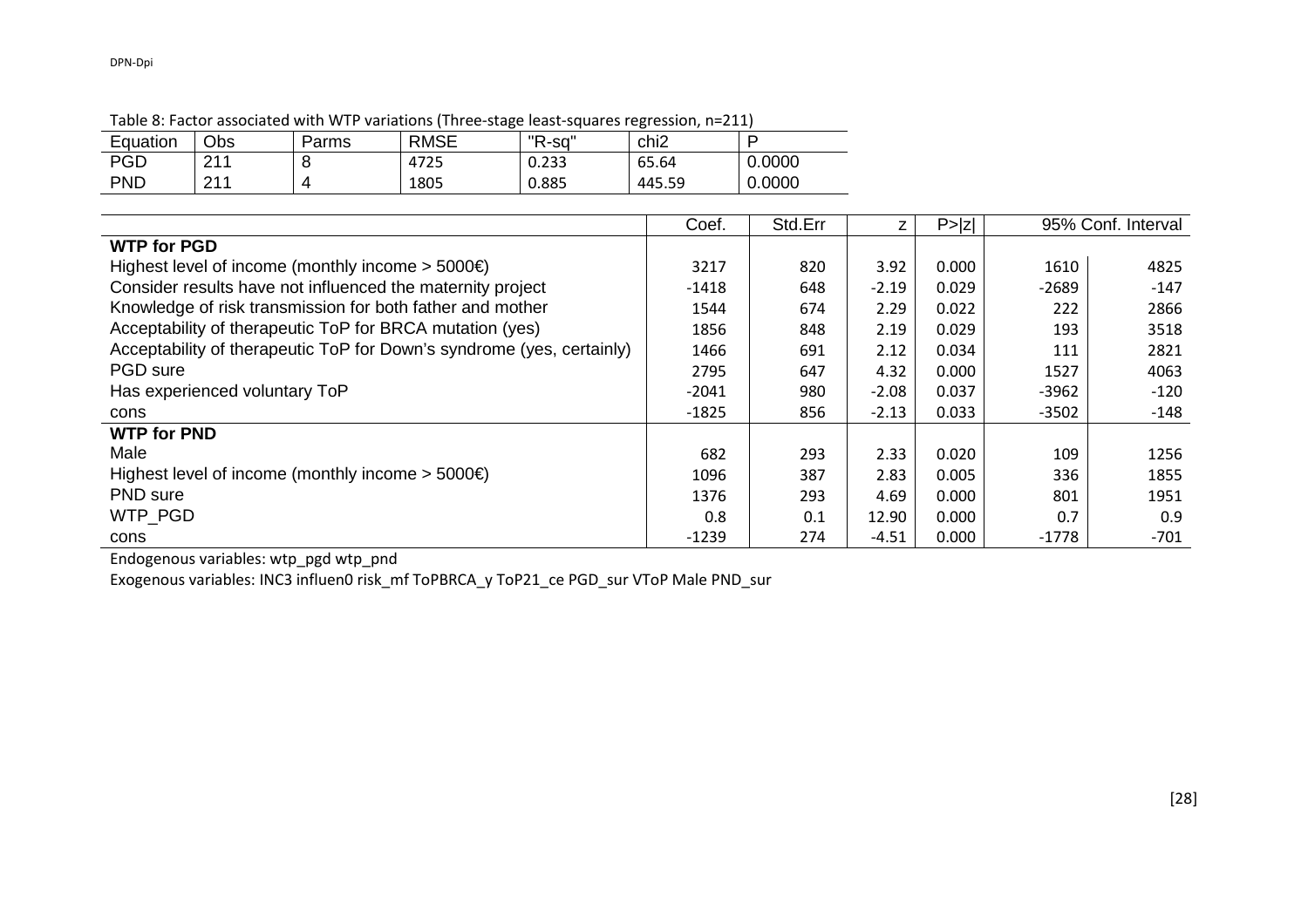Table 8: Factor associated with WTP variations (Three-stage least-squares regression, n=211)

| Equation | Obs | Parms | RMSE | "R-sq" | chi2 | P |
|---|---|---|---|---|---|---|
| PGD | 211 | 8 | 4725 | 0.233 | 65.64 | 0.0000 |
| PND | 211 | 4 | 1805 | 0.885 | 445.59 | 0.0000 |

| | Coef. | Std.Err | z | P>\|z\| | 95% Conf. Interval | |
|---|---|---|---|---|---|---|
| **WTP for PGD** | | | | | | |
| Highest level of income (monthly income > 5000€) | 3217 | 820 | 3.92 | 0.000 | 1610 | 4825 |
| Consider results have not influenced the maternity project | -1418 | 648 | -2.19 | 0.029 | -2689 | -147 |
| Knowledge of risk transmission for both father and mother | 1544 | 674 | 2.29 | 0.022 | 222 | 2866 |
| Acceptability of therapeutic ToP for BRCA mutation (yes) | 1856 | 848 | 2.19 | 0.029 | 193 | 3518 |
| Acceptability of therapeutic ToP for Down's syndrome (yes, certainly) | 1466 | 691 | 2.12 | 0.034 | 111 | 2821 |
| PGD sure | 2795 | 647 | 4.32 | 0.000 | 1527 | 4063 |
| Has experienced voluntary ToP | -2041 | 980 | -2.08 | 0.037 | -3962 | -120 |
| cons | -1825 | 856 | -2.13 | 0.033 | -3502 | -148 |
| **WTP for PND** | | | | | | |
| Male | 682 | 293 | 2.33 | 0.020 | 109 | 1256 |
| Highest level of income (monthly income > 5000€) | 1096 | 387 | 2.83 | 0.005 | 336 | 1855 |
| PND sure | 1376 | 293 | 4.69 | 0.000 | 801 | 1951 |
| WTP_PGD | 0.8 | 0.1 | 12.90 | 0.000 | 0.7 | 0.9 |
| cons | -1239 | 274 | -4.51 | 0.000 | -1778 | -701 |

Endogenous variables: wtp_pgd wtp_pnd

Exogenous variables: INC3 influen0 risk_mf ToPBRCA_y ToP21_ce PGD_sur VToP Male PND_sur